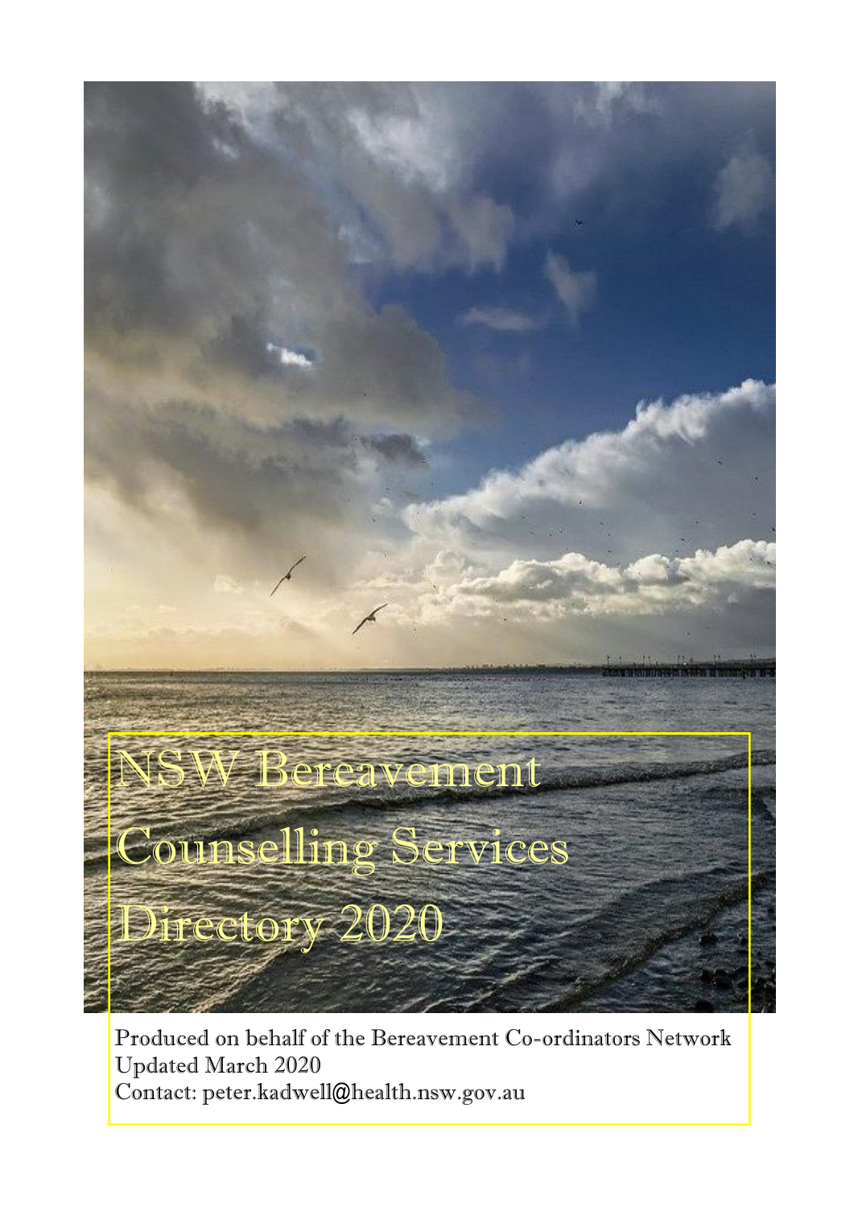# NSW Bereavement Counselling Services Directory 2020

Produced on behalf of the Bereavement Co-ordinators Network
Updated March 2020
Contact: peter.kadwell@health.nsw.gov.au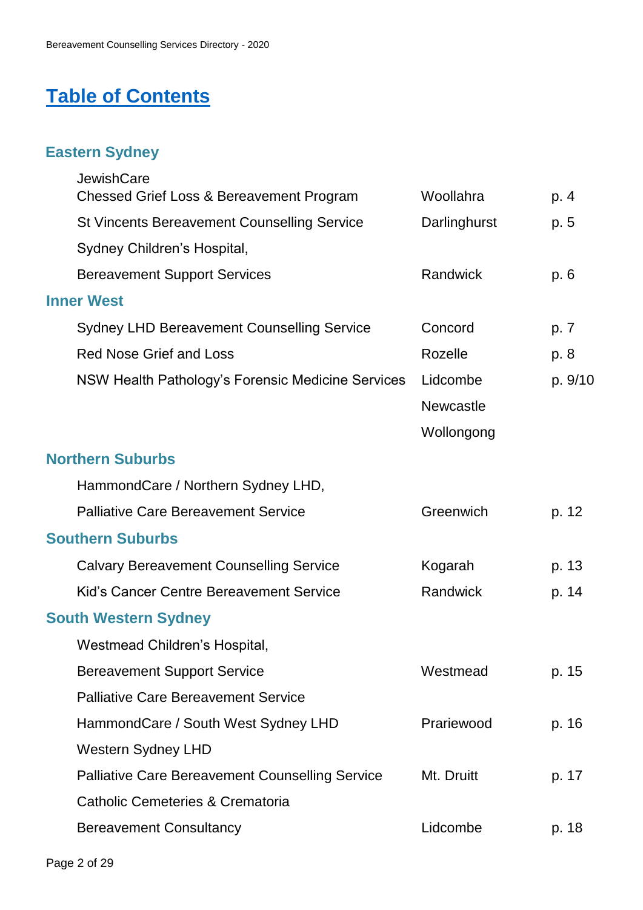# Table of Contents

### Eastern Sydney

| Service | Location | Page |
|---|---|---|
| JewishCare<br>Chessed Grief Loss & Bereavement Program | Woollahra | p. 4 |
| St Vincents Bereavement Counselling Service | Darlinghurst | p. 5 |
| Sydney Children's Hospital,<br>Bereavement Support Services | Randwick | p. 6 |

### Inner West

| Service | Location | Page |
|---|---|---|
| Sydney LHD Bereavement Counselling Service | Concord | p. 7 |
| Red Nose Grief and Loss | Rozelle | p. 8 |
| NSW Health Pathology's Forensic Medicine Services | Lidcombe<br>Newcastle<br>Wollongong | p. 9/10 |

### Northern Suburbs

| Service | Location | Page |
|---|---|---|
| HammondCare / Northern Sydney LHD,<br>Palliative Care Bereavement Service | Greenwich | p. 12 |

### Southern Suburbs

| Service | Location | Page |
|---|---|---|
| Calvary Bereavement Counselling Service | Kogarah | p. 13 |
| Kid's Cancer Centre Bereavement Service | Randwick | p. 14 |

### South Western Sydney

| Service | Location | Page |
|---|---|---|
| Westmead Children's Hospital,<br>Bereavement Support Service | Westmead | p. 15 |
| Palliative Care Bereavement Service<br>HammondCare / South West Sydney LHD | Prariewood | p. 16 |
| Western Sydney LHD<br>Palliative Care Bereavement Counselling Service | Mt. Druitt | p. 17 |
| Catholic Cemeteries & Crematoria<br>Bereavement Consultancy | Lidcombe | p. 18 |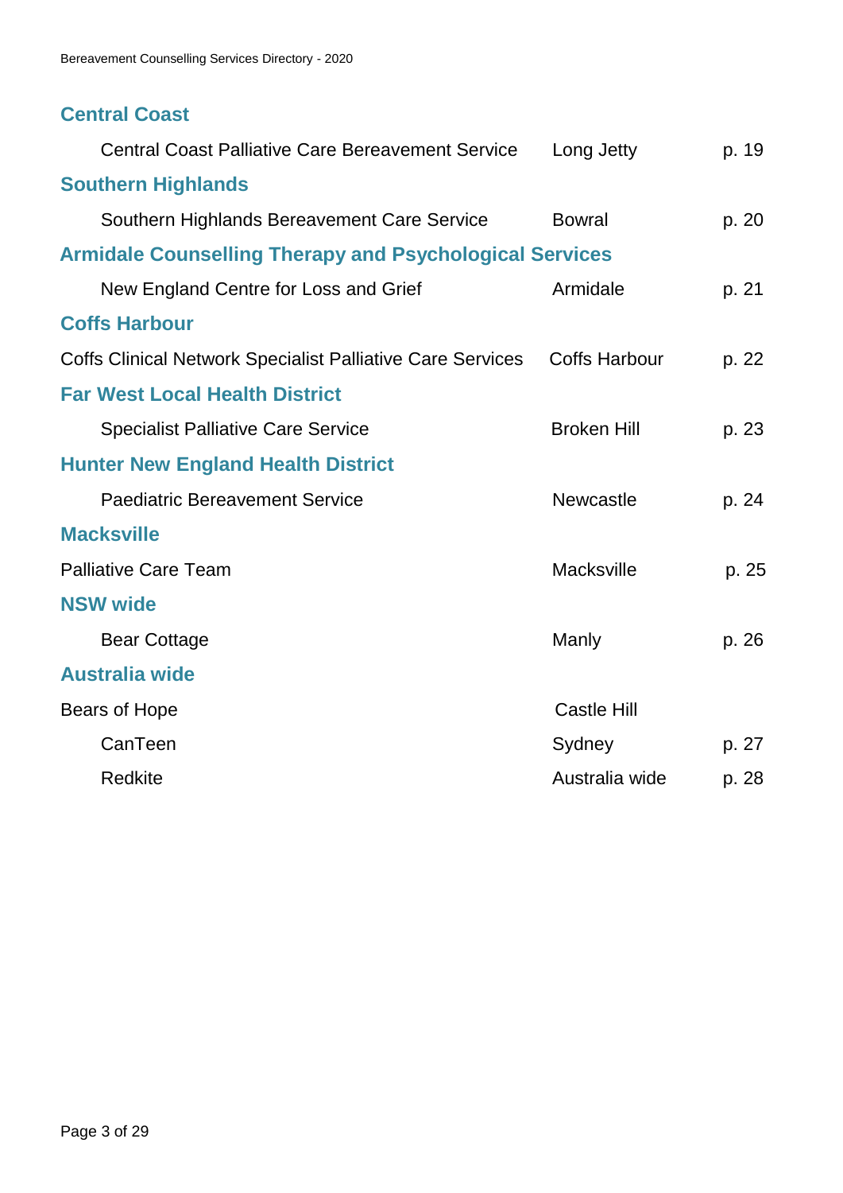## Central Coast

| | | |
|---|---|---|
| Central Coast Palliative Care Bereavement Service | Long Jetty | p. 19 |

## Southern Highlands

| | | |
|---|---|---|
| Southern Highlands Bereavement Care Service | Bowral | p. 20 |

## Armidale Counselling Therapy and Psychological Services

| | | |
|---|---|---|
| New England Centre for Loss and Grief | Armidale | p. 21 |

## Coffs Harbour

| | | |
|---|---|---|
| Coffs Clinical Network Specialist Palliative Care Services | Coffs Harbour | p. 22 |

## Far West Local Health District

| | | |
|---|---|---|
| Specialist Palliative Care Service | Broken Hill | p. 23 |

## Hunter New England Health District

| | | |
|---|---|---|
| Paediatric Bereavement Service | Newcastle | p. 24 |

## Macksville

| | | |
|---|---|---|
| Palliative Care Team | Macksville | p. 25 |

## NSW wide

| | | |
|---|---|---|
| Bear Cottage | Manly | p. 26 |

## Australia wide

| | | |
|---|---|---|
| Bears of Hope | Castle Hill | |
| CanTeen | Sydney | p. 27 |
| Redkite | Australia wide | p. 28 |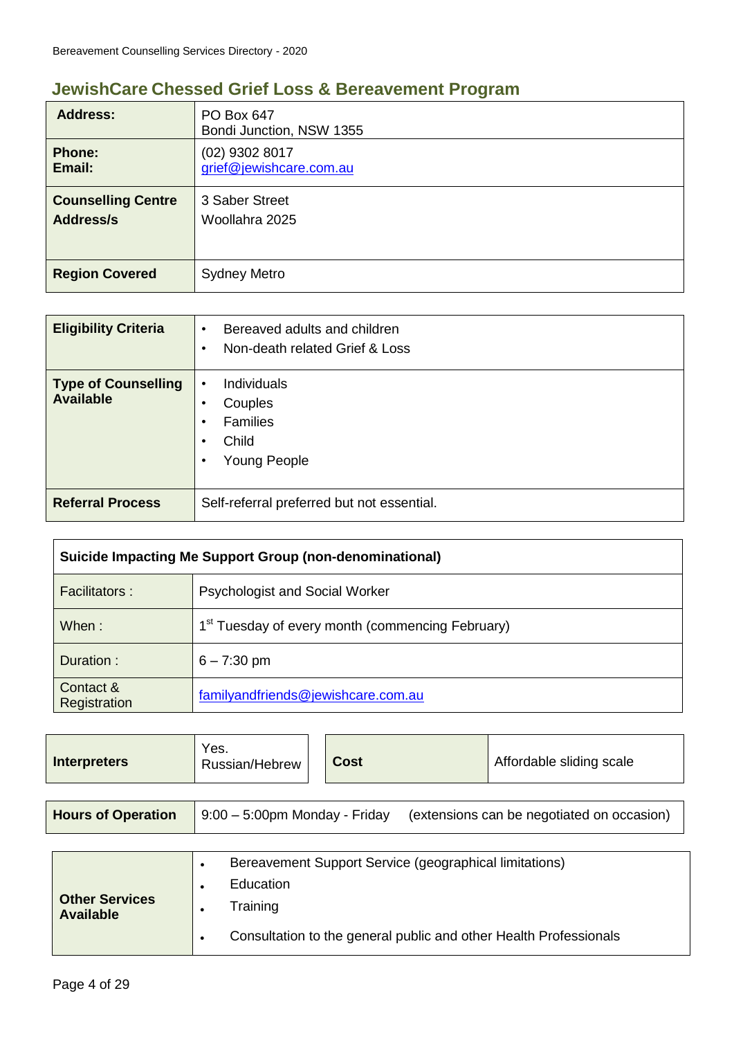## JewishCare Chessed Grief Loss & Bereavement Program

| | |
|---|---|
| **Address:** | PO Box 647<br>Bondi Junction, NSW 1355 |
| **Phone:**<br>**Email:** | (02) 9302 8017<br>grief@jewishcare.com.au |
| **Counselling Centre Address/s** | 3 Saber Street<br>Woollahra 2025 |
| **Region Covered** | Sydney Metro |

| | |
|---|---|
| **Eligibility Criteria** | • Bereaved adults and children<br>• Non-death related Grief & Loss |
| **Type of Counselling Available** | • Individuals<br>• Couples<br>• Families<br>• Child<br>• Young People |
| **Referral Process** | Self-referral preferred but not essential. |

| **Suicide Impacting Me Support Group (non-denominational)** | |
|---|---|
| Facilitators : | Psychologist and Social Worker |
| When : | 1st Tuesday of every month (commencing February) |
| Duration : | 6 – 7:30 pm |
| Contact & Registration | familyandfriends@jewishcare.com.au |

| | | | |
|---|---|---|---|
| **Interpreters** | Yes.<br>Russian/Hebrew | **Cost** | Affordable sliding scale |

| | |
|---|---|
| **Hours of Operation** | 9:00 – 5:00pm Monday - Friday (extensions can be negotiated on occasion) |

| | |
|---|---|
| **Other Services Available** | • Bereavement Support Service (geographical limitations)<br>• Education<br>• Training<br>• Consultation to the general public and other Health Professionals |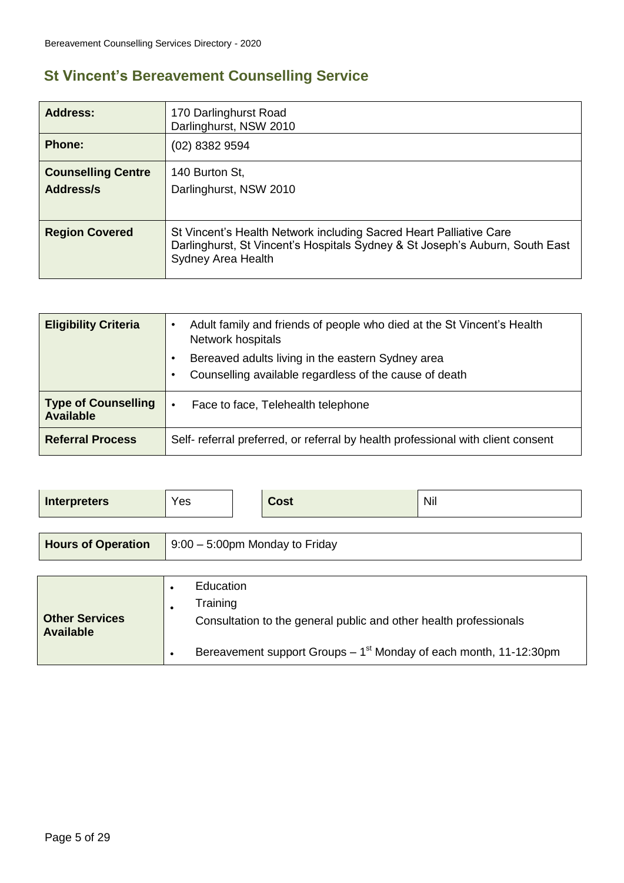## St Vincent's Bereavement Counselling Service

| | |
|---|---|
| **Address:** | 170 Darlinghurst Road<br>Darlinghurst, NSW 2010 |
| **Phone:** | (02) 8382 9594 |
| **Counselling Centre Address/s** | 140 Burton St,<br>Darlinghurst, NSW 2010 |
| **Region Covered** | St Vincent's Health Network including Sacred Heart Palliative Care Darlinghurst, St Vincent's Hospitals Sydney & St Joseph's Auburn, South East Sydney Area Health |

| | |
|---|---|
| **Eligibility Criteria** | • Adult family and friends of people who died at the St Vincent's Health Network hospitals<br>• Bereaved adults living in the eastern Sydney area<br>• Counselling available regardless of the cause of death |
| **Type of Counselling Available** | • Face to face, Telehealth telephone |
| **Referral Process** | Self- referral preferred, or referral by health professional with client consent |

| | | | |
|---|---|---|---|
| **Interpreters** | Yes | **Cost** | Nil |

| | |
|---|---|
| **Hours of Operation** | 9:00 – 5:00pm Monday to Friday |

| | |
|---|---|
| **Other Services Available** | • Education<br>• Training<br>Consultation to the general public and other health professionals<br>• Bereavement support Groups – 1st Monday of each month, 11-12:30pm |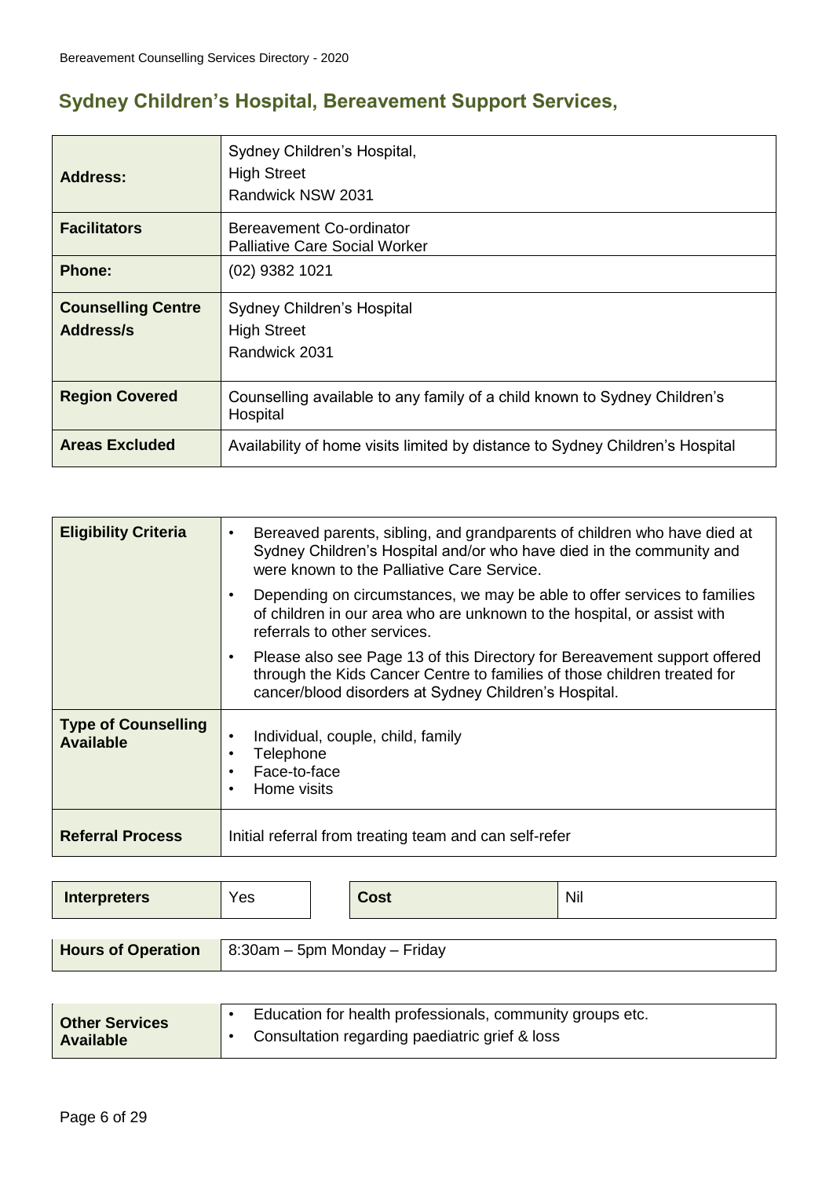## Sydney Children's Hospital, Bereavement Support Services,

| | |
|---|---|
| **Address:** | Sydney Children's Hospital,<br>High Street<br>Randwick NSW 2031 |
| **Facilitators** | Bereavement Co-ordinator<br>Palliative Care Social Worker |
| **Phone:** | (02) 9382 1021 |
| **Counselling Centre Address/s** | Sydney Children's Hospital<br>High Street<br>Randwick 2031 |
| **Region Covered** | Counselling available to any family of a child known to Sydney Children's Hospital |
| **Areas Excluded** | Availability of home visits limited by distance to Sydney Children's Hospital |

| | |
|---|---|
| **Eligibility Criteria** | • Bereaved parents, sibling, and grandparents of children who have died at Sydney Children's Hospital and/or who have died in the community and were known to the Palliative Care Service.<br>• Depending on circumstances, we may be able to offer services to families of children in our area who are unknown to the hospital, or assist with referrals to other services.<br>• Please also see Page 13 of this Directory for Bereavement support offered through the Kids Cancer Centre to families of those children treated for cancer/blood disorders at Sydney Children's Hospital. |
| **Type of Counselling Available** | • Individual, couple, child, family<br>• Telephone<br>• Face-to-face<br>• Home visits |
| **Referral Process** | Initial referral from treating team and can self-refer |

| | | | |
|---|---|---|---|
| **Interpreters** | Yes | **Cost** | Nil |

| | |
|---|---|
| **Hours of Operation** | 8:30am – 5pm Monday – Friday |

| | |
|---|---|
| **Other Services Available** | • Education for health professionals, community groups etc.<br>• Consultation regarding paediatric grief & loss |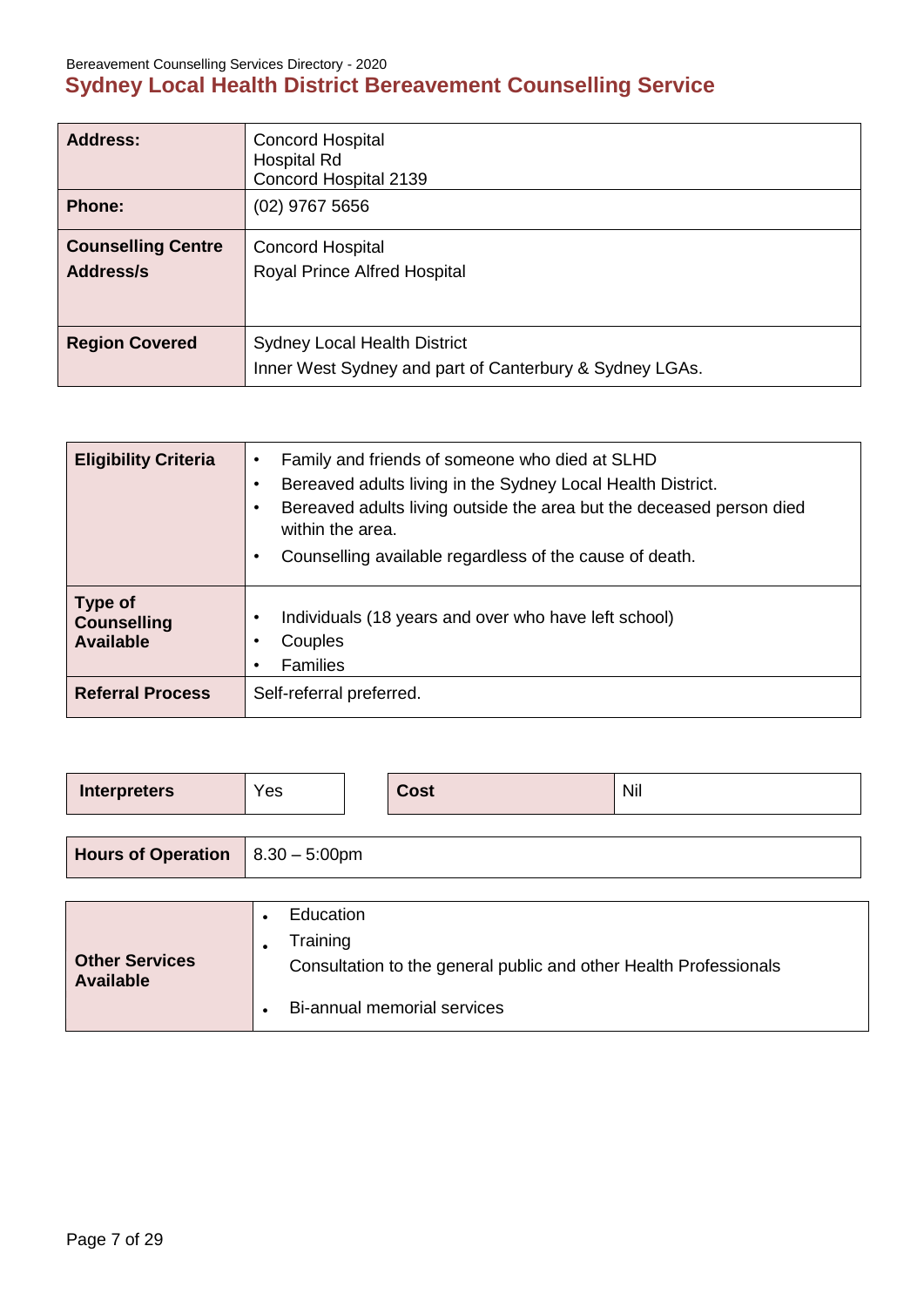## Sydney Local Health District Bereavement Counselling Service

| | |
|---|---|
| **Address:** | Concord Hospital<br>Hospital Rd<br>Concord Hospital 2139 |
| **Phone:** | (02) 9767 5656 |
| **Counselling Centre Address/s** | Concord Hospital<br>Royal Prince Alfred Hospital |
| **Region Covered** | Sydney Local Health District<br>Inner West Sydney and part of Canterbury & Sydney LGAs. |

| | |
|---|---|
| **Eligibility Criteria** | • Family and friends of someone who died at SLHD<br>• Bereaved adults living in the Sydney Local Health District.<br>• Bereaved adults living outside the area but the deceased person died within the area.<br>• Counselling available regardless of the cause of death. |
| **Type of Counselling Available** | • Individuals (18 years and over who have left school)<br>• Couples<br>• Families |
| **Referral Process** | Self-referral preferred. |

| | | | |
|---|---|---|---|
| **Interpreters** | Yes | **Cost** | Nil |

| | |
|---|---|
| **Hours of Operation** | 8.30 – 5:00pm |

| | |
|---|---|
| **Other Services Available** | • Education<br>• Training<br>Consultation to the general public and other Health Professionals<br>• Bi-annual memorial services |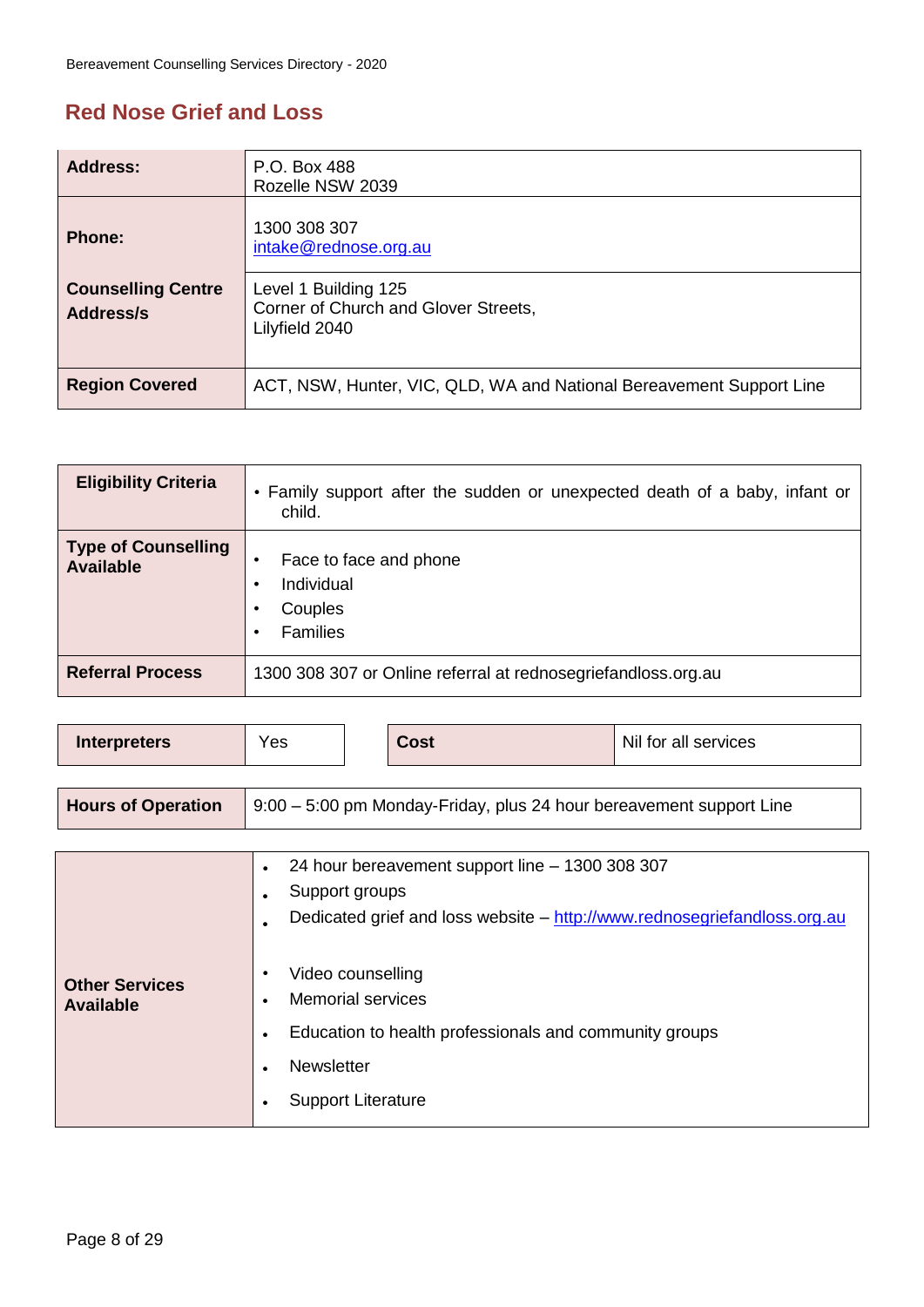## Red Nose Grief and Loss

| | |
|---|---|
| **Address:** | P.O. Box 488<br>Rozelle NSW 2039 |
| **Phone:** | 1300 308 307<br>intake@rednose.org.au |
| **Counselling Centre Address/s** | Level 1 Building 125<br>Corner of Church and Glover Streets,<br>Lilyfield 2040 |
| **Region Covered** | ACT, NSW, Hunter, VIC, QLD, WA and National Bereavement Support Line |

| | |
|---|---|
| **Eligibility Criteria** | • Family support after the sudden or unexpected death of a baby, infant or child. |
| **Type of Counselling Available** | • Face to face and phone<br>• Individual<br>• Couples<br>• Families |
| **Referral Process** | 1300 308 307 or Online referral at rednosegriefandloss.org.au |

| | | | |
|---|---|---|---|
| **Interpreters** | Yes | **Cost** | Nil for all services |

| | |
|---|---|
| **Hours of Operation** | 9:00 – 5:00 pm Monday-Friday, plus 24 hour bereavement support Line |

| | |
|---|---|
| **Other Services Available** | • 24 hour bereavement support line – 1300 308 307<br>• Support groups<br>• Dedicated grief and loss website – http://www.rednosegriefandloss.org.au<br>• Video counselling<br>• Memorial services<br>• Education to health professionals and community groups<br>• Newsletter<br>• Support Literature |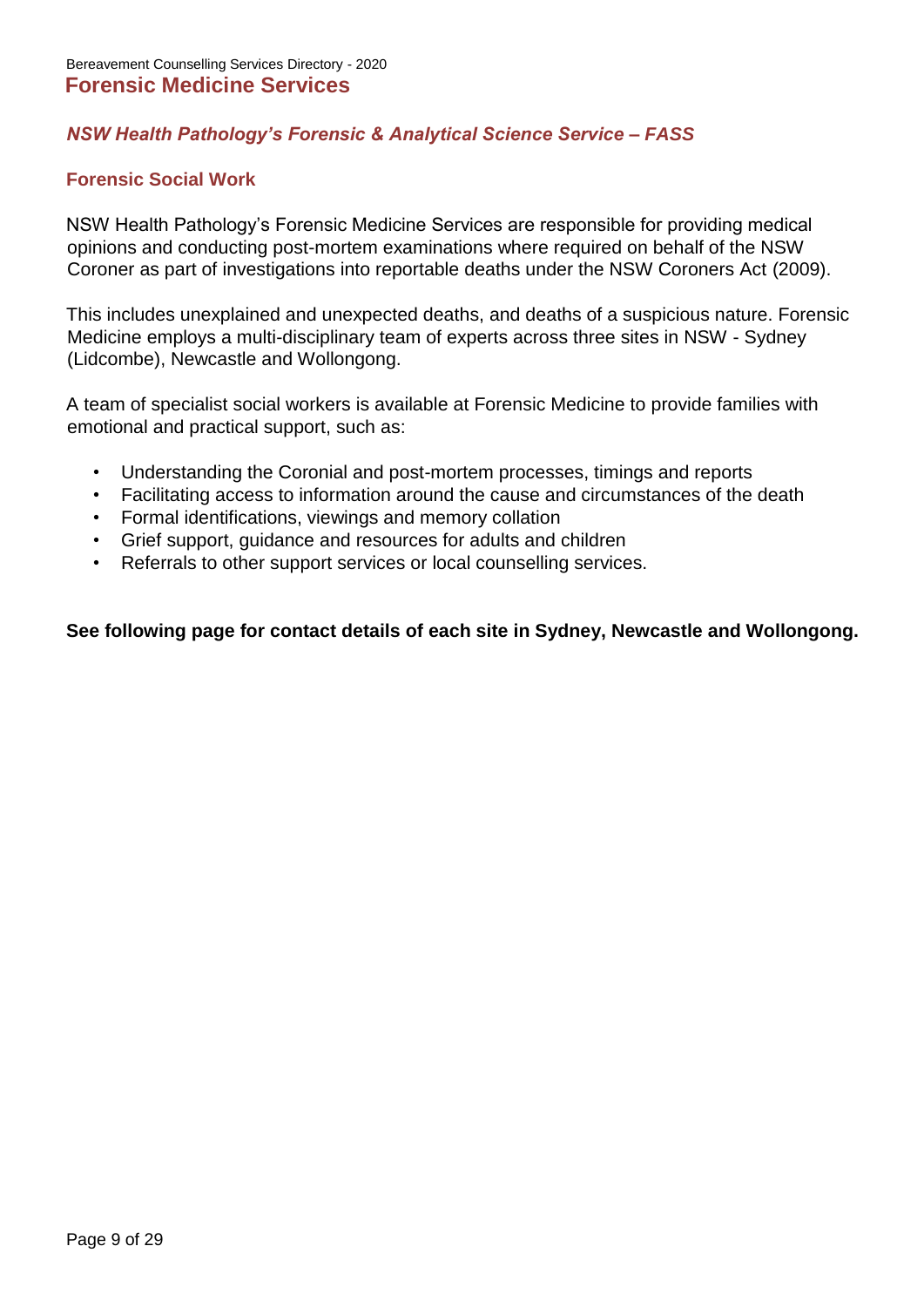# Forensic Medicine Services

## *NSW Health Pathology's Forensic & Analytical Science Service – FASS*

### Forensic Social Work

NSW Health Pathology's Forensic Medicine Services are responsible for providing medical opinions and conducting post-mortem examinations where required on behalf of the NSW Coroner as part of investigations into reportable deaths under the NSW Coroners Act (2009).

This includes unexplained and unexpected deaths, and deaths of a suspicious nature. Forensic Medicine employs a multi-disciplinary team of experts across three sites in NSW - Sydney (Lidcombe), Newcastle and Wollongong.

A team of specialist social workers is available at Forensic Medicine to provide families with emotional and practical support, such as:

- Understanding the Coronial and post-mortem processes, timings and reports
- Facilitating access to information around the cause and circumstances of the death
- Formal identifications, viewings and memory collation
- Grief support, guidance and resources for adults and children
- Referrals to other support services or local counselling services.

**See following page for contact details of each site in Sydney, Newcastle and Wollongong.**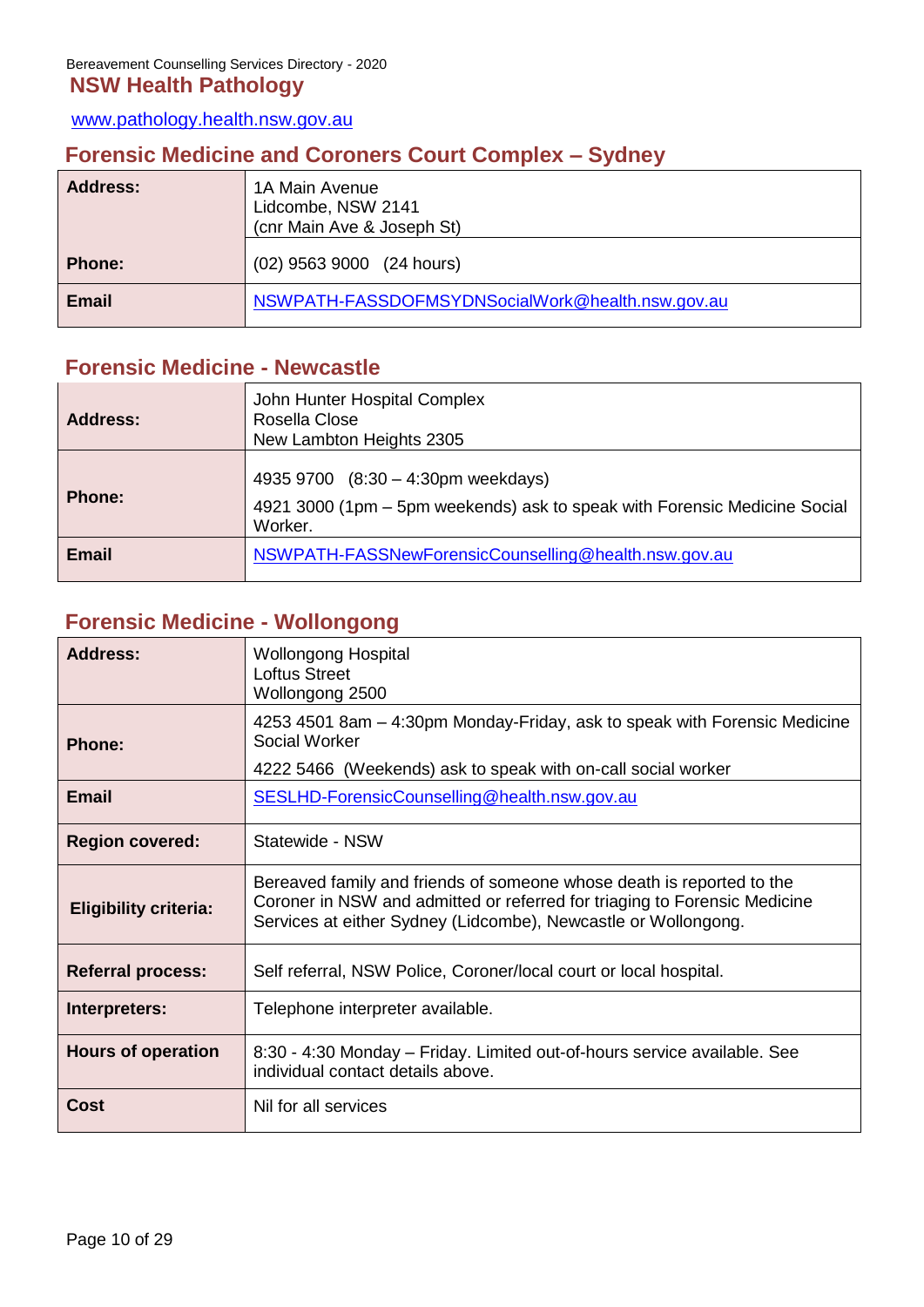# NSW Health Pathology

[www.pathology.health.nsw.gov.au](http://www.pathology.health.nsw.gov.au)

## Forensic Medicine and Coroners Court Complex – Sydney

| | |
|---|---|
| **Address:** | 1A Main Avenue<br>Lidcombe, NSW 2141<br>(cnr Main Ave & Joseph St) |
| **Phone:** | (02) 9563 9000 (24 hours) |
| **Email** | NSWPATH-FASSDOFMSYDNSocialWork@health.nsw.gov.au |

## Forensic Medicine - Newcastle

| | |
|---|---|
| **Address:** | John Hunter Hospital Complex<br>Rosella Close<br>New Lambton Heights 2305 |
| **Phone:** | 4935 9700 (8:30 – 4:30pm weekdays)<br>4921 3000 (1pm – 5pm weekends) ask to speak with Forensic Medicine Social Worker. |
| **Email** | NSWPATH-FASSNewForensicCounselling@health.nsw.gov.au |

## Forensic Medicine - Wollongong

| | |
|---|---|
| **Address:** | Wollongong Hospital<br>Loftus Street<br>Wollongong 2500 |
| **Phone:** | 4253 4501 8am – 4:30pm Monday-Friday, ask to speak with Forensic Medicine Social Worker<br>4222 5466 (Weekends) ask to speak with on-call social worker |
| **Email** | SESLHD-ForensicCounselling@health.nsw.gov.au |
| **Region covered:** | Statewide - NSW |
| **Eligibility criteria:** | Bereaved family and friends of someone whose death is reported to the Coroner in NSW and admitted or referred for triaging to Forensic Medicine Services at either Sydney (Lidcombe), Newcastle or Wollongong. |
| **Referral process:** | Self referral, NSW Police, Coroner/local court or local hospital. |
| **Interpreters:** | Telephone interpreter available. |
| **Hours of operation** | 8:30 - 4:30 Monday – Friday. Limited out-of-hours service available. See individual contact details above. |
| **Cost** | Nil for all services |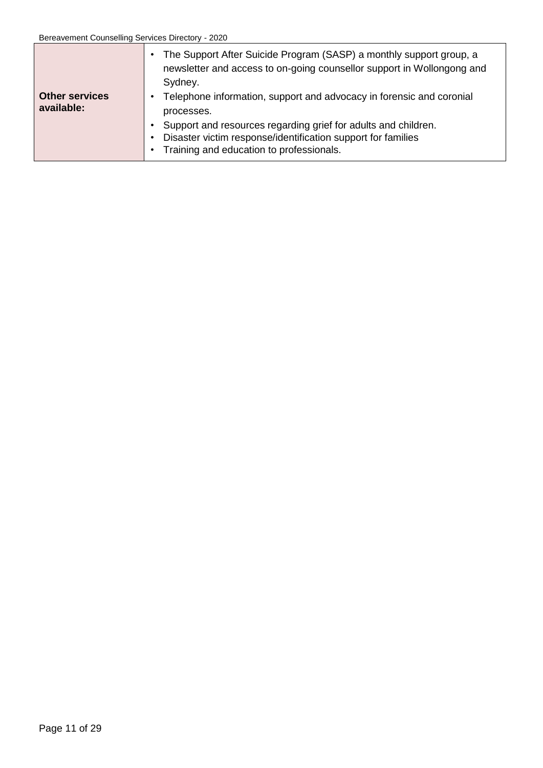| Other services available: | • The Support After Suicide Program (SASP) a monthly support group, a newsletter and access to on-going counsellor support in Wollongong and Sydney.<br>• Telephone information, support and advocacy in forensic and coronial processes.<br>• Support and resources regarding grief for adults and children.<br>• Disaster victim response/identification support for families<br>• Training and education to professionals. |
|---|---|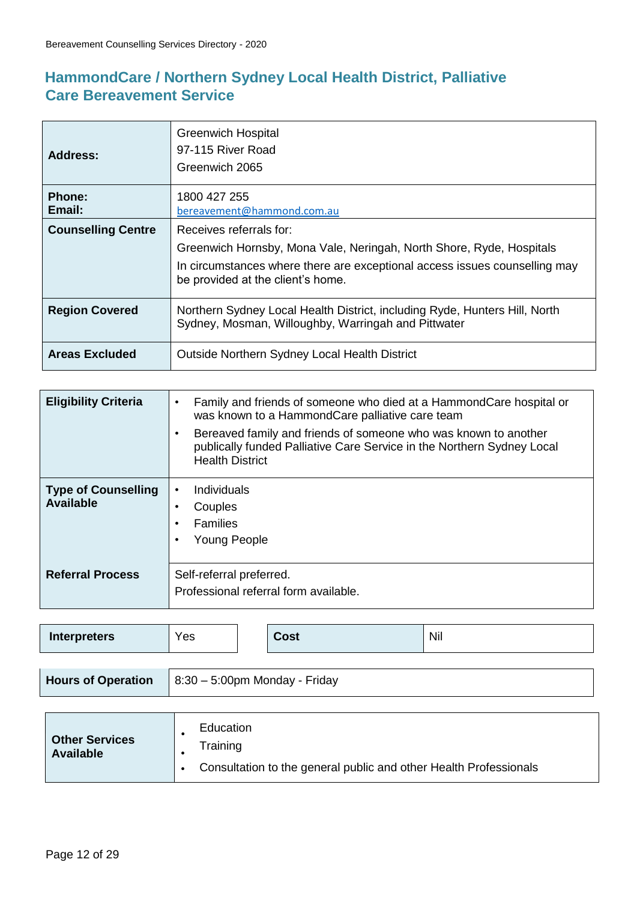## HammondCare / Northern Sydney Local Health District, Palliative Care Bereavement Service

| | |
|---|---|
| **Address:** | Greenwich Hospital<br>97-115 River Road<br>Greenwich 2065 |
| **Phone:**<br>**Email:** | 1800 427 255<br>bereavement@hammond.com.au |
| **Counselling Centre** | Receives referrals for:<br>Greenwich Hornsby, Mona Vale, Neringah, North Shore, Ryde, Hospitals<br>In circumstances where there are exceptional access issues counselling may be provided at the client's home. |
| **Region Covered** | Northern Sydney Local Health District, including Ryde, Hunters Hill, North Sydney, Mosman, Willoughby, Warringah and Pittwater |
| **Areas Excluded** | Outside Northern Sydney Local Health District |

| | |
|---|---|
| **Eligibility Criteria** | • Family and friends of someone who died at a HammondCare hospital or was known to a HammondCare palliative care team<br>• Bereaved family and friends of someone who was known to another publically funded Palliative Care Service in the Northern Sydney Local Health District |
| **Type of Counselling Available** | • Individuals<br>• Couples<br>• Families<br>• Young People |
| **Referral Process** | Self-referral preferred.<br>Professional referral form available. |

| | | | |
|---|---|---|---|
| **Interpreters** | Yes | **Cost** | Nil |

| | |
|---|---|
| **Hours of Operation** | 8:30 – 5:00pm Monday - Friday |

| | |
|---|---|
| **Other Services Available** | • Education<br>• Training<br>• Consultation to the general public and other Health Professionals |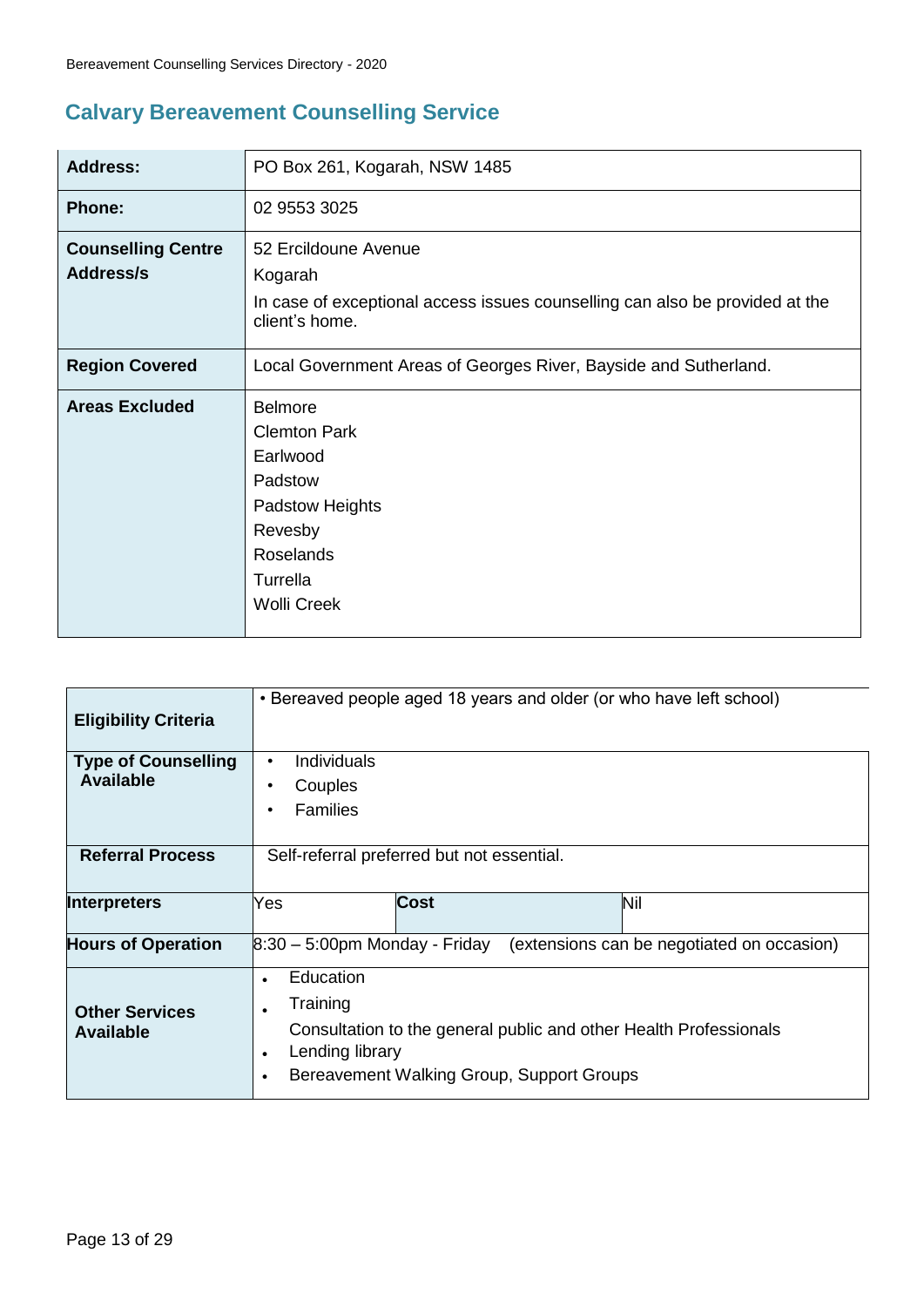## Calvary Bereavement Counselling Service

| | |
|---|---|
| **Address:** | PO Box 261, Kogarah, NSW 1485 |
| **Phone:** | 02 9553 3025 |
| **Counselling Centre Address/s** | 52 Ercildoune Avenue<br>Kogarah<br>In case of exceptional access issues counselling can also be provided at the client's home. |
| **Region Covered** | Local Government Areas of Georges River, Bayside and Sutherland. |
| **Areas Excluded** | Belmore<br>Clemton Park<br>Earlwood<br>Padstow<br>Padstow Heights<br>Revesby<br>Roselands<br>Turrella<br>Wolli Creek |

| | | | |
|---|---|---|---|
| **Eligibility Criteria** | • Bereaved people aged 18 years and older (or who have left school) | | |
| **Type of Counselling Available** | • Individuals<br>• Couples<br>• Families | | |
| **Referral Process** | Self-referral preferred but not essential. | | |
| **Interpreters** | Yes | **Cost** | Nil |
| **Hours of Operation** | 8:30 – 5:00pm Monday - Friday (extensions can be negotiated on occasion) | | |
| **Other Services Available** | • Education<br>• Training<br>Consultation to the general public and other Health Professionals<br>• Lending library<br>• Bereavement Walking Group, Support Groups | | |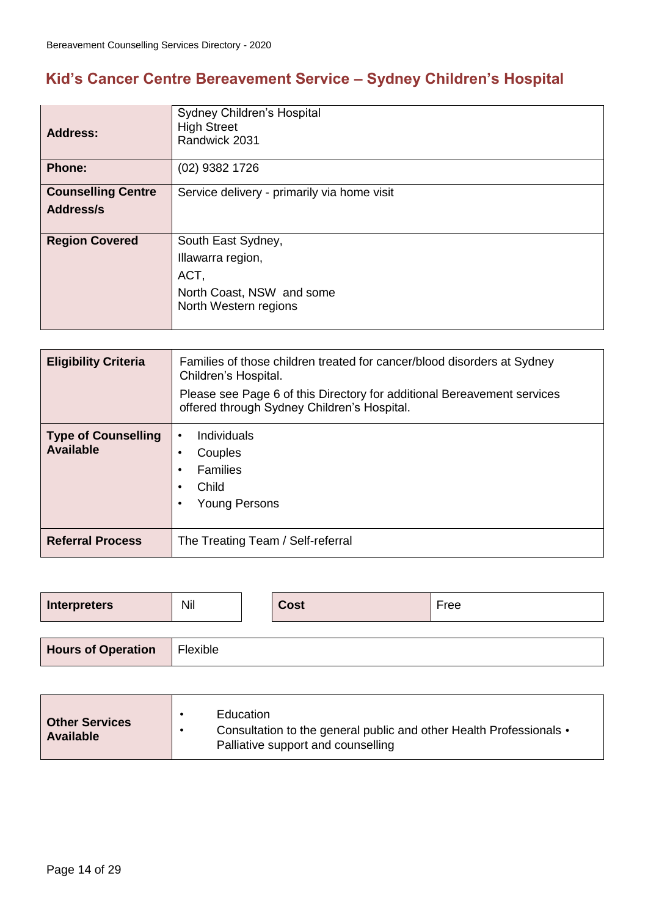## Kid's Cancer Centre Bereavement Service – Sydney Children's Hospital

| | |
|---|---|
| **Address:** | Sydney Children's Hospital<br>High Street<br>Randwick 2031 |
| **Phone:** | (02) 9382 1726 |
| **Counselling Centre Address/s** | Service delivery - primarily via home visit |
| **Region Covered** | South East Sydney,<br>Illawarra region,<br>ACT,<br>North Coast, NSW and some North Western regions |

| | |
|---|---|
| **Eligibility Criteria** | Families of those children treated for cancer/blood disorders at Sydney Children's Hospital.<br>Please see Page 6 of this Directory for additional Bereavement services offered through Sydney Children's Hospital. |
| **Type of Counselling Available** | • Individuals<br>• Couples<br>• Families<br>• Child<br>• Young Persons |
| **Referral Process** | The Treating Team / Self-referral |

| | | | |
|---|---|---|---|
| **Interpreters** | Nil | **Cost** | Free |

| | |
|---|---|
| **Hours of Operation** | Flexible |

| | |
|---|---|
| **Other Services Available** | • Education<br>• Consultation to the general public and other Health Professionals • Palliative support and counselling |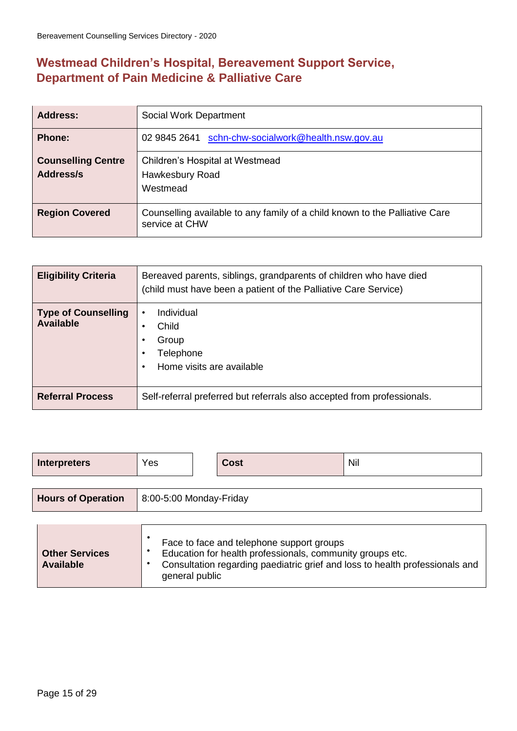## Westmead Children's Hospital, Bereavement Support Service, Department of Pain Medicine & Palliative Care

| | |
|---|---|
| **Address:** | Social Work Department |
| **Phone:** | 02 9845 2641 schn-chw-socialwork@health.nsw.gov.au |
| **Counselling Centre Address/s** | Children's Hospital at Westmead<br>Hawkesbury Road<br>Westmead |
| **Region Covered** | Counselling available to any family of a child known to the Palliative Care service at CHW |

| | |
|---|---|
| **Eligibility Criteria** | Bereaved parents, siblings, grandparents of children who have died (child must have been a patient of the Palliative Care Service) |
| **Type of Counselling Available** | • Individual<br>• Child<br>• Group<br>• Telephone<br>• Home visits are available |
| **Referral Process** | Self-referral preferred but referrals also accepted from professionals. |

| | | | |
|---|---|---|---|
| **Interpreters** | Yes | **Cost** | Nil |

| | |
|---|---|
| **Hours of Operation** | 8:00-5:00 Monday-Friday |

| | |
|---|---|
| **Other Services Available** | • Face to face and telephone support groups<br>• Education for health professionals, community groups etc.<br>• Consultation regarding paediatric grief and loss to health professionals and general public |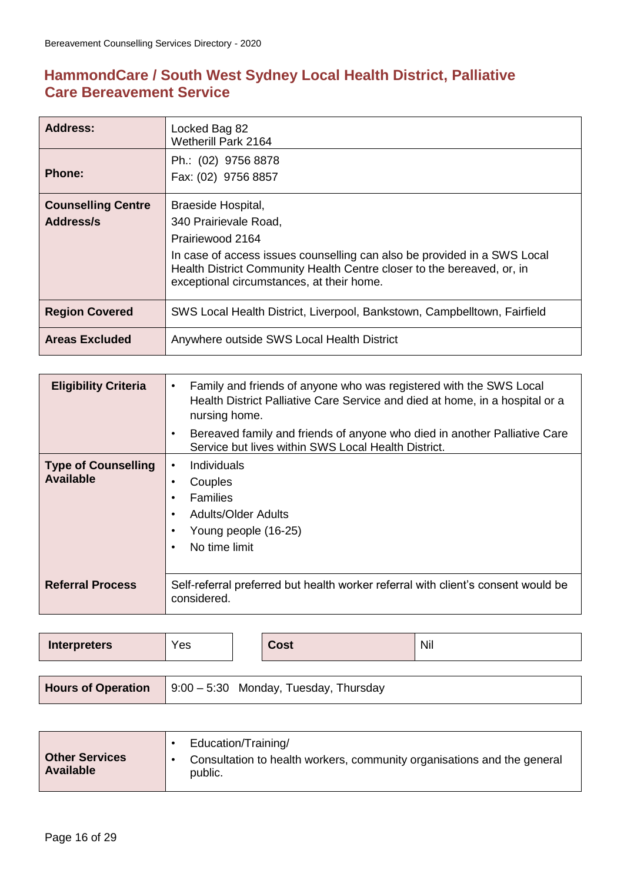## HammondCare / South West Sydney Local Health District, Palliative Care Bereavement Service

| **Address:** | Locked Bag 82<br>Wetherill Park 2164 |
|---|---|
| **Phone:** | Ph.: (02) 9756 8878<br>Fax: (02) 9756 8857 |
| **Counselling Centre Address/s** | Braeside Hospital,<br>340 Prairievale Road,<br>Prairiewood 2164<br>In case of access issues counselling can also be provided in a SWS Local Health District Community Health Centre closer to the bereaved, or, in exceptional circumstances, at their home. |
| **Region Covered** | SWS Local Health District, Liverpool, Bankstown, Campbelltown, Fairfield |
| **Areas Excluded** | Anywhere outside SWS Local Health District |

| **Eligibility Criteria** | • Family and friends of anyone who was registered with the SWS Local Health District Palliative Care Service and died at home, in a hospital or a nursing home.<br>• Bereaved family and friends of anyone who died in another Palliative Care Service but lives within SWS Local Health District. |
|---|---|
| **Type of Counselling Available** | • Individuals<br>• Couples<br>• Families<br>• Adults/Older Adults<br>• Young people (16-25)<br>• No time limit |
| **Referral Process** | Self-referral preferred but health worker referral with client's consent would be considered. |

| **Interpreters** | Yes | **Cost** | Nil |
|---|---|---|---|

| **Hours of Operation** | 9:00 – 5:30 Monday, Tuesday, Thursday |
|---|---|

| **Other Services Available** | • Education/Training/<br>• Consultation to health workers, community organisations and the general public. |
|---|---|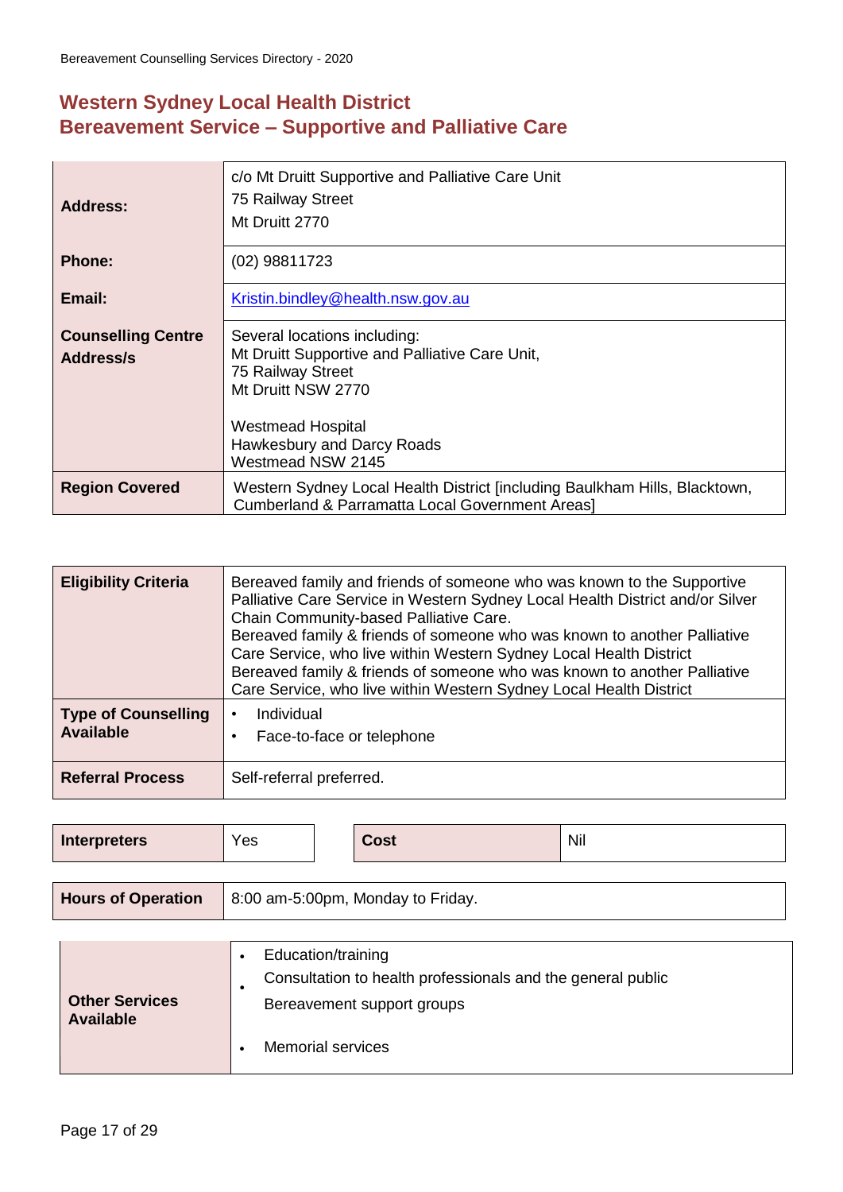## Western Sydney Local Health District
## Bereavement Service – Supportive and Palliative Care

| | |
|---|---|
| **Address:** | c/o Mt Druitt Supportive and Palliative Care Unit<br>75 Railway Street<br>Mt Druitt 2770 |
| **Phone:** | (02) 98811723 |
| **Email:** | Kristin.bindley@health.nsw.gov.au |
| **Counselling Centre Address/s** | Several locations including:<br>Mt Druitt Supportive and Palliative Care Unit,<br>75 Railway Street<br>Mt Druitt NSW 2770<br><br>Westmead Hospital<br>Hawkesbury and Darcy Roads<br>Westmead NSW 2145 |
| **Region Covered** | Western Sydney Local Health District [including Baulkham Hills, Blacktown, Cumberland & Parramatta Local Government Areas] |

| | |
|---|---|
| **Eligibility Criteria** | Bereaved family and friends of someone who was known to the Supportive Palliative Care Service in Western Sydney Local Health District and/or Silver Chain Community-based Palliative Care.<br>Bereaved family & friends of someone who was known to another Palliative Care Service, who live within Western Sydney Local Health District<br>Bereaved family & friends of someone who was known to another Palliative Care Service, who live within Western Sydney Local Health District |
| **Type of Counselling Available** | • Individual<br>• Face-to-face or telephone |
| **Referral Process** | Self-referral preferred. |

| | | | |
|---|---|---|---|
| **Interpreters** | Yes | **Cost** | Nil |

| | |
|---|---|
| **Hours of Operation** | 8:00 am-5:00pm, Monday to Friday. |

| | |
|---|---|
| **Other Services Available** | • Education/training<br>• Consultation to health professionals and the general public<br>Bereavement support groups<br>• Memorial services |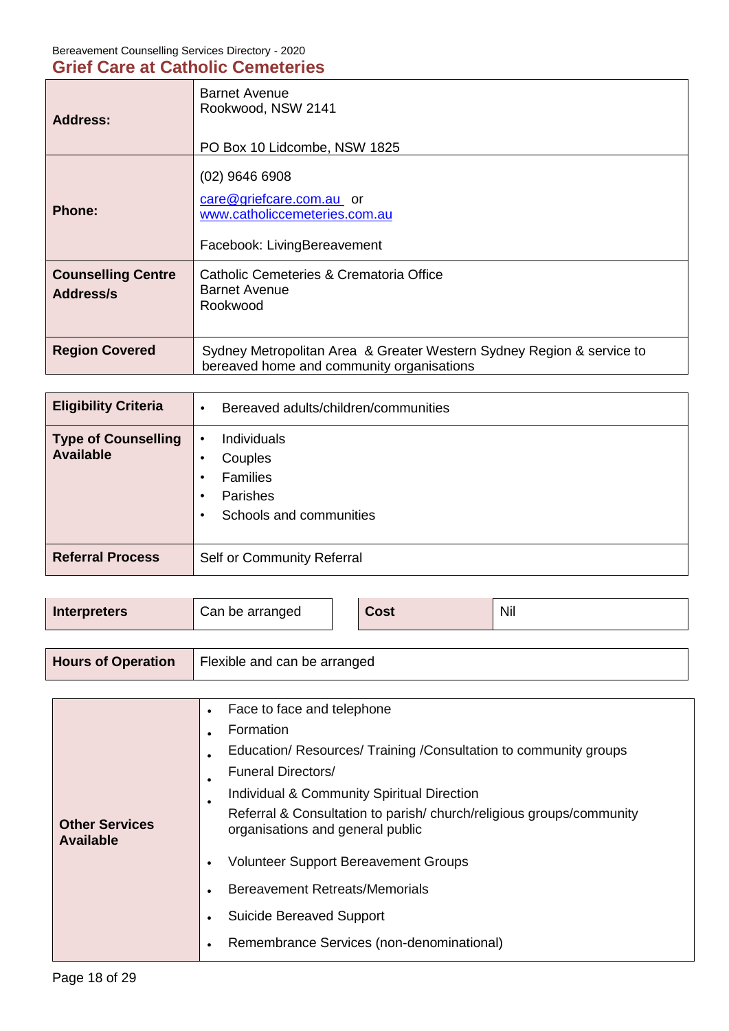## Grief Care at Catholic Cemeteries

| | |
|---|---|
| **Address:** | Barnet Avenue<br>Rookwood, NSW 2141<br><br>PO Box 10 Lidcombe, NSW 1825 |
| **Phone:** | (02) 9646 6908<br>care@griefcare.com.au or<br>www.catholiccemeteries.com.au<br><br>Facebook: LivingBereavement |
| **Counselling Centre Address/s** | Catholic Cemeteries & Crematoria Office<br>Barnet Avenue<br>Rookwood |
| **Region Covered** | Sydney Metropolitan Area & Greater Western Sydney Region & service to bereaved home and community organisations |

| | |
|---|---|
| **Eligibility Criteria** | • Bereaved adults/children/communities |
| **Type of Counselling Available** | • Individuals<br>• Couples<br>• Families<br>• Parishes<br>• Schools and communities |
| **Referral Process** | Self or Community Referral |

| | | | |
|---|---|---|---|
| **Interpreters** | Can be arranged | **Cost** | Nil |

| | |
|---|---|
| **Hours of Operation** | Flexible and can be arranged |

| | |
|---|---|
| **Other Services Available** | • Face to face and telephone<br>• Formation<br>• Education/ Resources/ Training /Consultation to community groups<br>• Funeral Directors/<br>• Individual & Community Spiritual Direction<br>Referral & Consultation to parish/ church/religious groups/community organisations and general public<br>• Volunteer Support Bereavement Groups<br>• Bereavement Retreats/Memorials<br>• Suicide Bereaved Support<br>• Remembrance Services (non-denominational) |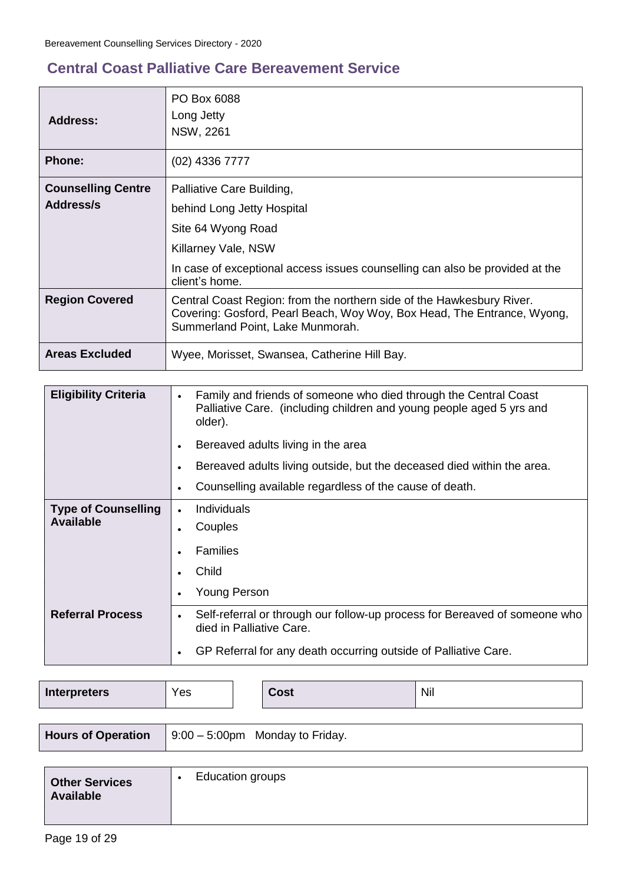## Central Coast Palliative Care Bereavement Service

| | |
|---|---|
| **Address:** | PO Box 6088<br>Long Jetty<br>NSW, 2261 |
| **Phone:** | (02) 4336 7777 |
| **Counselling Centre Address/s** | Palliative Care Building,<br>behind Long Jetty Hospital<br>Site 64 Wyong Road<br>Killarney Vale, NSW<br>In case of exceptional access issues counselling can also be provided at the client's home. |
| **Region Covered** | Central Coast Region: from the northern side of the Hawkesbury River. Covering: Gosford, Pearl Beach, Woy Woy, Box Head, The Entrance, Wyong, Summerland Point, Lake Munmorah. |
| **Areas Excluded** | Wyee, Morisset, Swansea, Catherine Hill Bay. |

| | |
|---|---|
| **Eligibility Criteria** | • Family and friends of someone who died through the Central Coast Palliative Care. (including children and young people aged 5 yrs and older).<br>• Bereaved adults living in the area<br>• Bereaved adults living outside, but the deceased died within the area.<br>• Counselling available regardless of the cause of death. |
| **Type of Counselling Available** | • Individuals<br>• Couples<br>• Families<br>• Child<br>• Young Person |
| **Referral Process** | • Self-referral or through our follow-up process for Bereaved of someone who died in Palliative Care.<br>• GP Referral for any death occurring outside of Palliative Care. |

| | | | |
|---|---|---|---|
| **Interpreters** | Yes | **Cost** | Nil |

| | |
|---|---|
| **Hours of Operation** | 9:00 – 5:00pm Monday to Friday. |

| | |
|---|---|
| **Other Services Available** | • Education groups |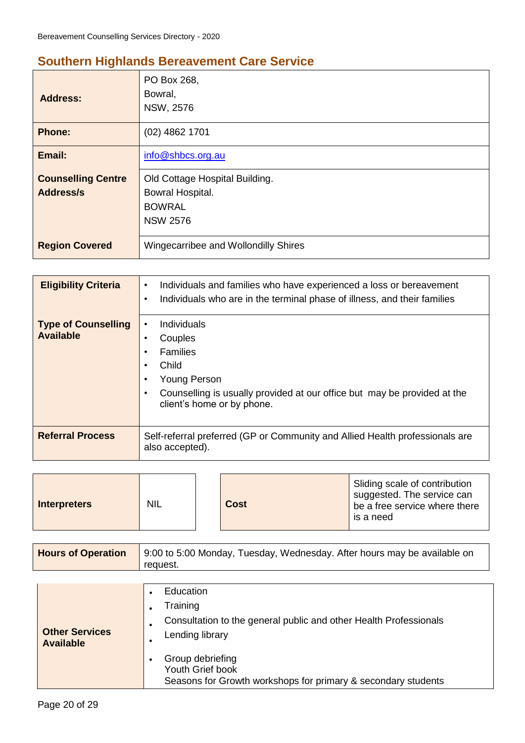## Southern Highlands Bereavement Care Service

| | |
|---|---|
| **Address:** | PO Box 268,<br>Bowral,<br>NSW, 2576 |
| **Phone:** | (02) 4862 1701 |
| **Email:** | info@shbcs.org.au |
| **Counselling Centre Address/s** | Old Cottage Hospital Building.<br>Bowral Hospital.<br>BOWRAL<br>NSW 2576 |
| **Region Covered** | Wingecarribee and Wollondilly Shires |

| | |
|---|---|
| **Eligibility Criteria** | • Individuals and families who have experienced a loss or bereavement<br>• Individuals who are in the terminal phase of illness, and their families |
| **Type of Counselling Available** | • Individuals<br>• Couples<br>• Families<br>• Child<br>• Young Person<br>• Counselling is usually provided at our office but may be provided at the client's home or by phone. |
| **Referral Process** | Self-referral preferred (GP or Community and Allied Health professionals are also accepted). |

| | | | |
|---|---|---|---|
| **Interpreters** | NIL | **Cost** | Sliding scale of contribution suggested. The service can be a free service where there is a need |

| | |
|---|---|
| **Hours of Operation** | 9:00 to 5:00 Monday, Tuesday, Wednesday. After hours may be available on request. |

| | |
|---|---|
| **Other Services Available** | • Education<br>• Training<br>• Consultation to the general public and other Health Professionals<br>• Lending library<br>• Group debriefing<br>Youth Grief book<br>Seasons for Growth workshops for primary & secondary students |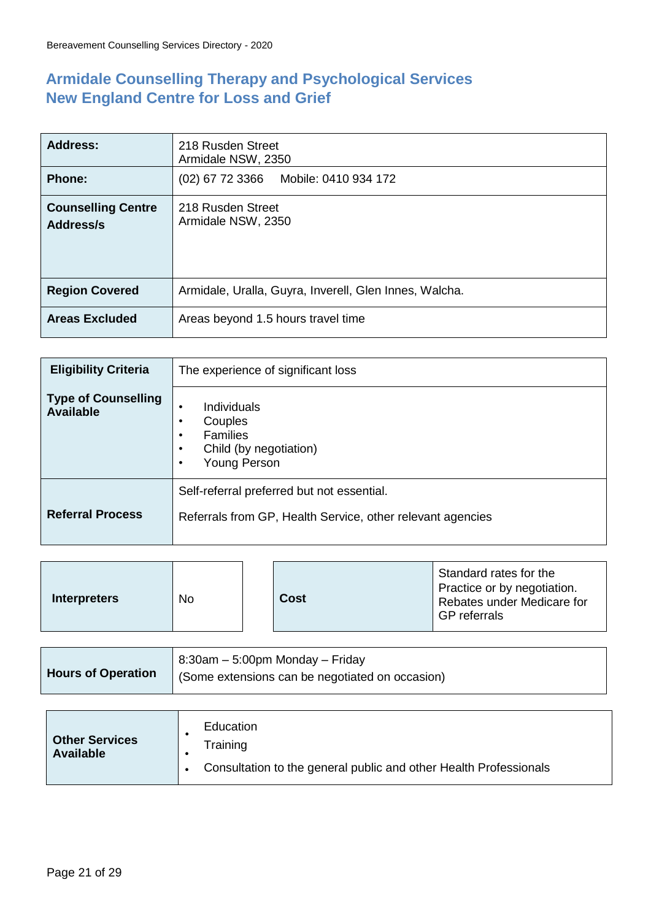## Armidale Counselling Therapy and Psychological Services
## New England Centre for Loss and Grief

| | |
|---|---|
| **Address:** | 218 Rusden Street<br>Armidale NSW, 2350 |
| **Phone:** | (02) 67 72 3366 Mobile: 0410 934 172 |
| **Counselling Centre Address/s** | 218 Rusden Street<br>Armidale NSW, 2350 |
| **Region Covered** | Armidale, Uralla, Guyra, Inverell, Glen Innes, Walcha. |
| **Areas Excluded** | Areas beyond 1.5 hours travel time |

| | |
|---|---|
| **Eligibility Criteria** | The experience of significant loss |
| **Type of Counselling Available** | • Individuals<br>• Couples<br>• Families<br>• Child (by negotiation)<br>• Young Person |
| **Referral Process** | Self-referral preferred but not essential.<br>Referrals from GP, Health Service, other relevant agencies |

| | | | |
|---|---|---|---|
| **Interpreters** | No | **Cost** | Standard rates for the Practice or by negotiation. Rebates under Medicare for GP referrals |

| | |
|---|---|
| **Hours of Operation** | 8:30am – 5:00pm Monday – Friday<br>(Some extensions can be negotiated on occasion) |

| | |
|---|---|
| **Other Services Available** | • Education<br>• Training<br>• Consultation to the general public and other Health Professionals |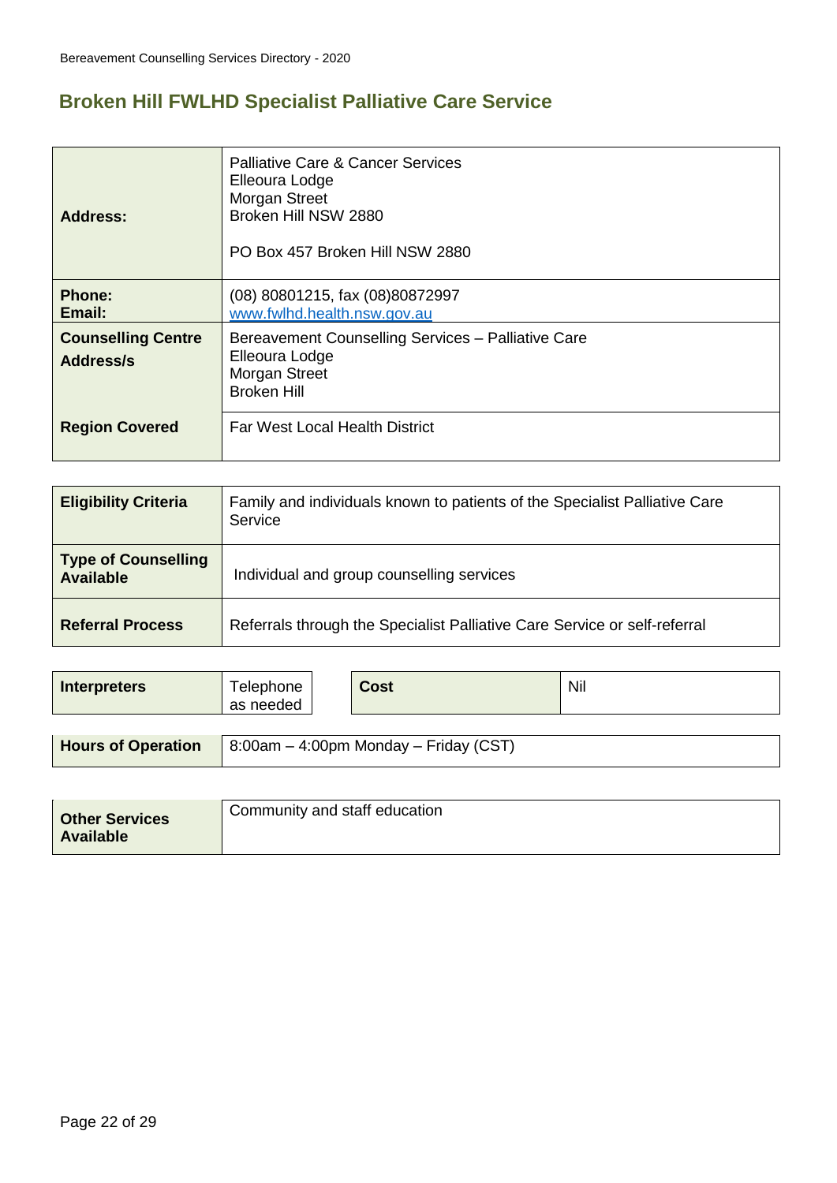## Broken Hill FWLHD Specialist Palliative Care Service

| | |
|---|---|
| **Address:** | Palliative Care & Cancer Services<br>Elleoura Lodge<br>Morgan Street<br>Broken Hill NSW 2880<br><br>PO Box 457 Broken Hill NSW 2880 |
| **Phone:**<br>**Email:** | (08) 80801215, fax (08)80872997<br>www.fwlhd.health.nsw.gov.au |
| **Counselling Centre Address/s** | Bereavement Counselling Services – Palliative Care<br>Elleoura Lodge<br>Morgan Street<br>Broken Hill |
| **Region Covered** | Far West Local Health District |

| | |
|---|---|
| **Eligibility Criteria** | Family and individuals known to patients of the Specialist Palliative Care Service |
| **Type of Counselling Available** | Individual and group counselling services |
| **Referral Process** | Referrals through the Specialist Palliative Care Service or self-referral |

| | | | |
|---|---|---|---|
| **Interpreters** | Telephone as needed | **Cost** | Nil |

| | |
|---|---|
| **Hours of Operation** | 8:00am – 4:00pm Monday – Friday (CST) |

| | |
|---|---|
| **Other Services Available** | Community and staff education |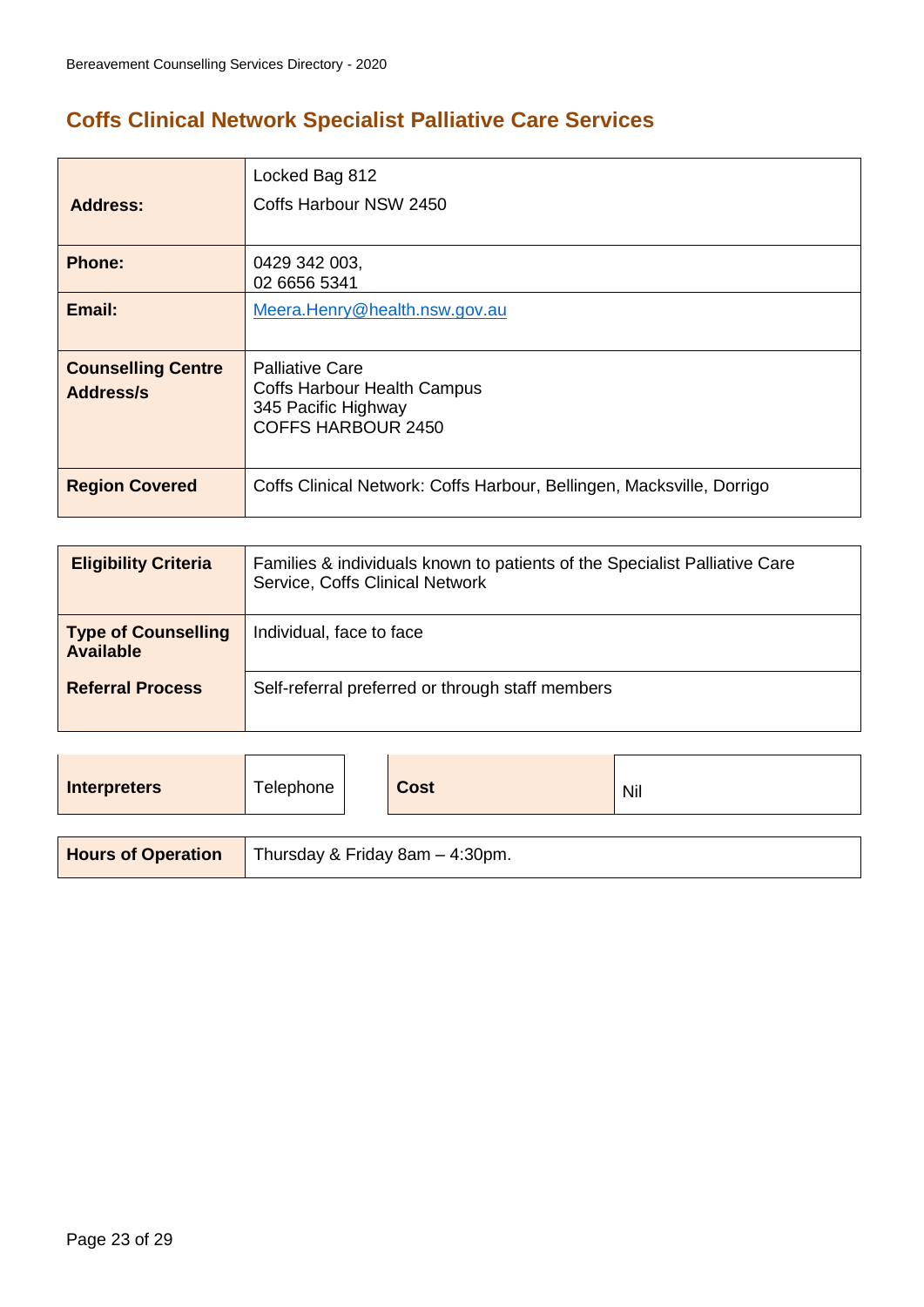## Coffs Clinical Network Specialist Palliative Care Services

| | |
|---|---|
| **Address:** | Locked Bag 812<br>Coffs Harbour NSW 2450 |
| **Phone:** | 0429 342 003,<br>02 6656 5341 |
| **Email:** | Meera.Henry@health.nsw.gov.au |
| **Counselling Centre Address/s** | Palliative Care<br>Coffs Harbour Health Campus<br>345 Pacific Highway<br>COFFS HARBOUR 2450 |
| **Region Covered** | Coffs Clinical Network: Coffs Harbour, Bellingen, Macksville, Dorrigo |

| | |
|---|---|
| **Eligibility Criteria** | Families & individuals known to patients of the Specialist Palliative Care Service, Coffs Clinical Network |
| **Type of Counselling Available** | Individual, face to face |
| **Referral Process** | Self-referral preferred or through staff members |

| | | | |
|---|---|---|---|
| **Interpreters** | Telephone | **Cost** | Nil |

| | |
|---|---|
| **Hours of Operation** | Thursday & Friday 8am – 4:30pm. |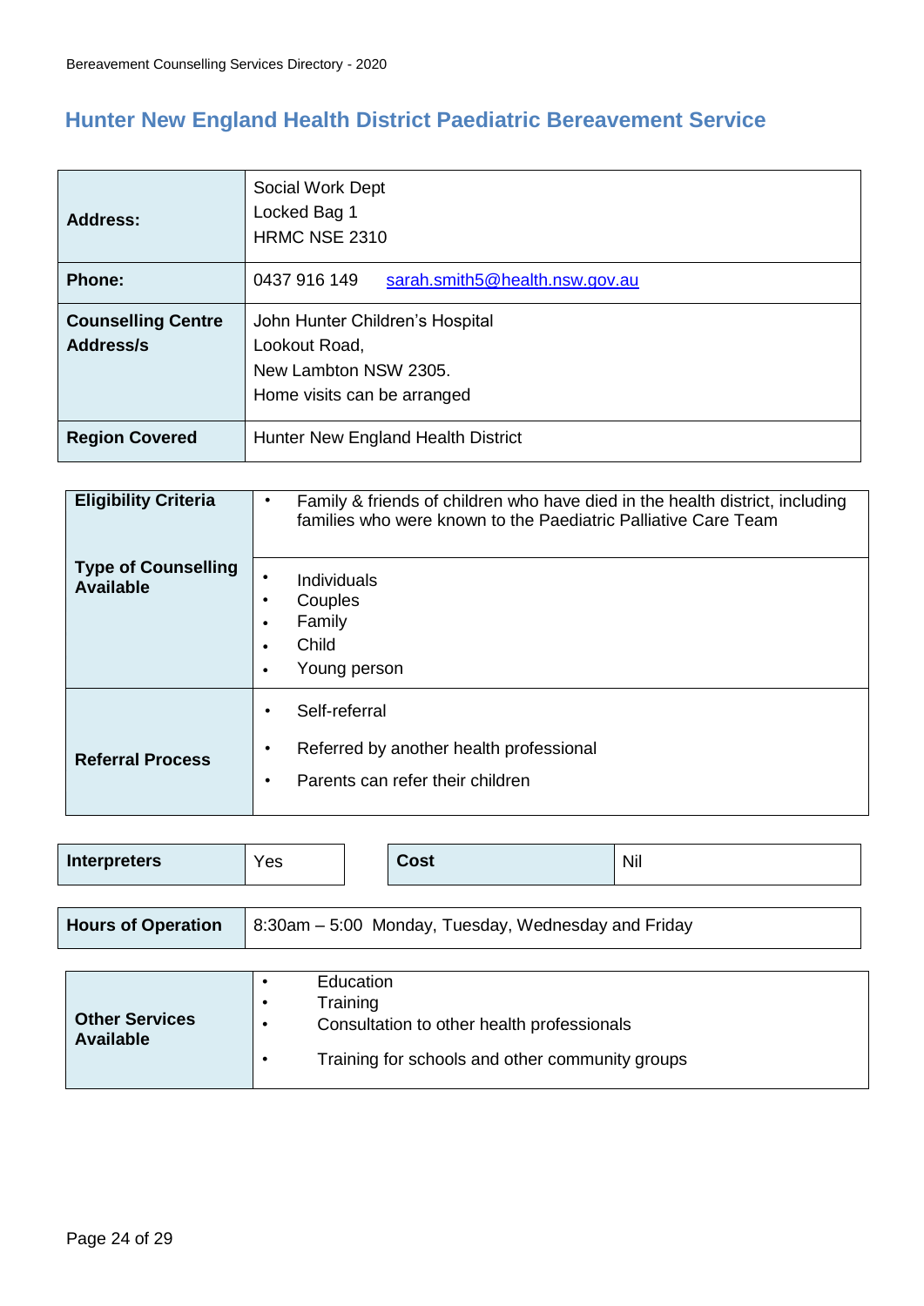## Hunter New England Health District Paediatric Bereavement Service

| | |
|---|---|
| **Address:** | Social Work Dept<br>Locked Bag 1<br>HRMC NSE 2310 |
| **Phone:** | 0437 916 149 sarah.smith5@health.nsw.gov.au |
| **Counselling Centre Address/s** | John Hunter Children's Hospital<br>Lookout Road,<br>New Lambton NSW 2305.<br>Home visits can be arranged |
| **Region Covered** | Hunter New England Health District |

| | |
|---|---|
| **Eligibility Criteria** | • Family & friends of children who have died in the health district, including families who were known to the Paediatric Palliative Care Team |
| **Type of Counselling Available** | • Individuals<br>• Couples<br>• Family<br>• Child<br>• Young person |
| **Referral Process** | • Self-referral<br>• Referred by another health professional<br>• Parents can refer their children |

| | | | |
|---|---|---|---|
| **Interpreters** | Yes | **Cost** | Nil |

| | |
|---|---|
| **Hours of Operation** | 8:30am – 5:00 Monday, Tuesday, Wednesday and Friday |

| | |
|---|---|
| **Other Services Available** | • Education<br>• Training<br>• Consultation to other health professionals<br>• Training for schools and other community groups |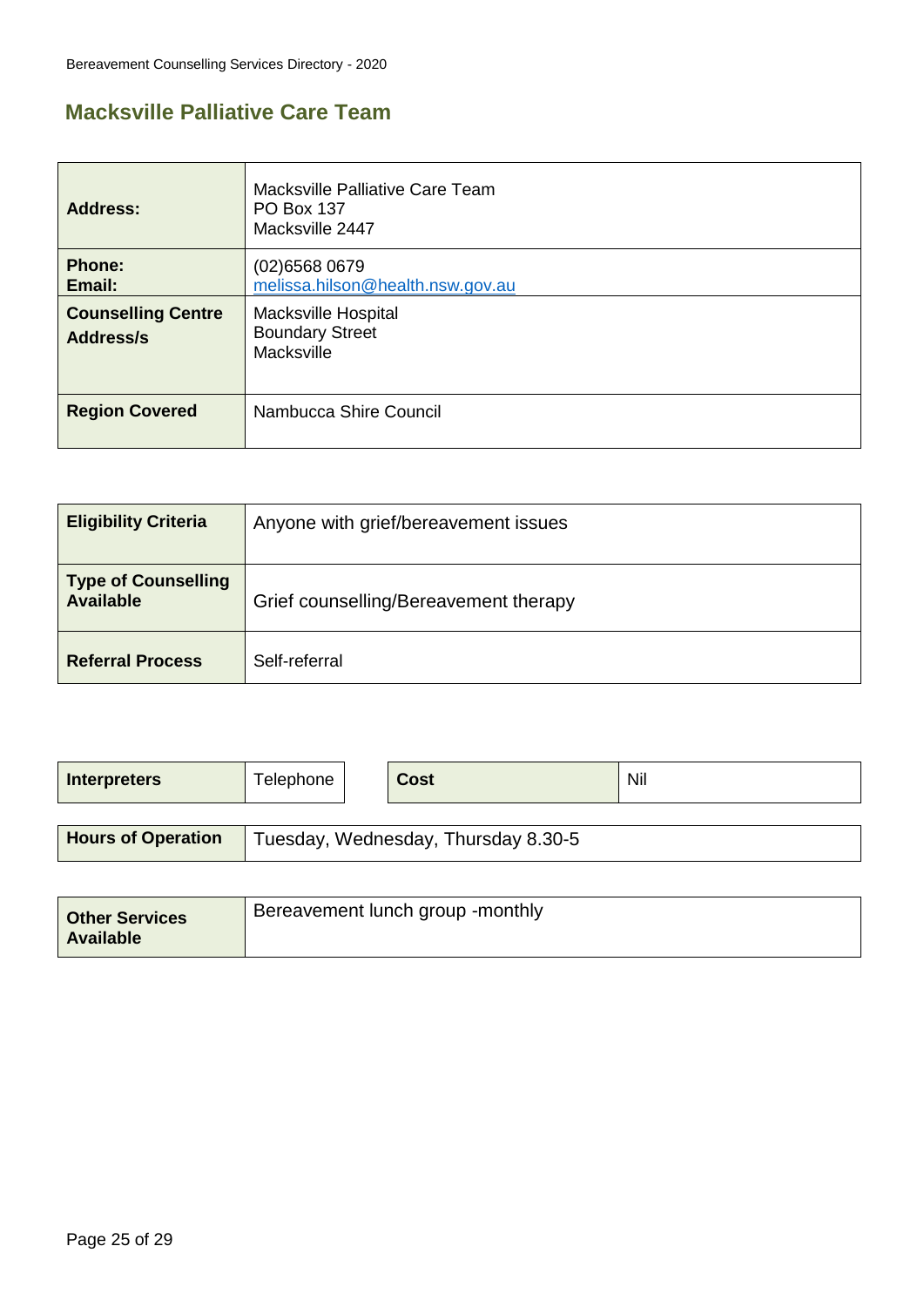## Macksville Palliative Care Team

| | |
|---|---|
| **Address:** | Macksville Palliative Care Team<br>PO Box 137<br>Macksville 2447 |
| **Phone:**<br>**Email:** | (02)6568 0679<br>melissa.hilson@health.nsw.gov.au |
| **Counselling Centre Address/s** | Macksville Hospital<br>Boundary Street<br>Macksville |
| **Region Covered** | Nambucca Shire Council |

| | |
|---|---|
| **Eligibility Criteria** | Anyone with grief/bereavement issues |
| **Type of Counselling Available** | Grief counselling/Bereavement therapy |
| **Referral Process** | Self-referral |

| | | | |
|---|---|---|---|
| **Interpreters** | Telephone | **Cost** | Nil |

| | |
|---|---|
| **Hours of Operation** | Tuesday, Wednesday, Thursday 8.30-5 |

| | |
|---|---|
| **Other Services Available** | Bereavement lunch group -monthly |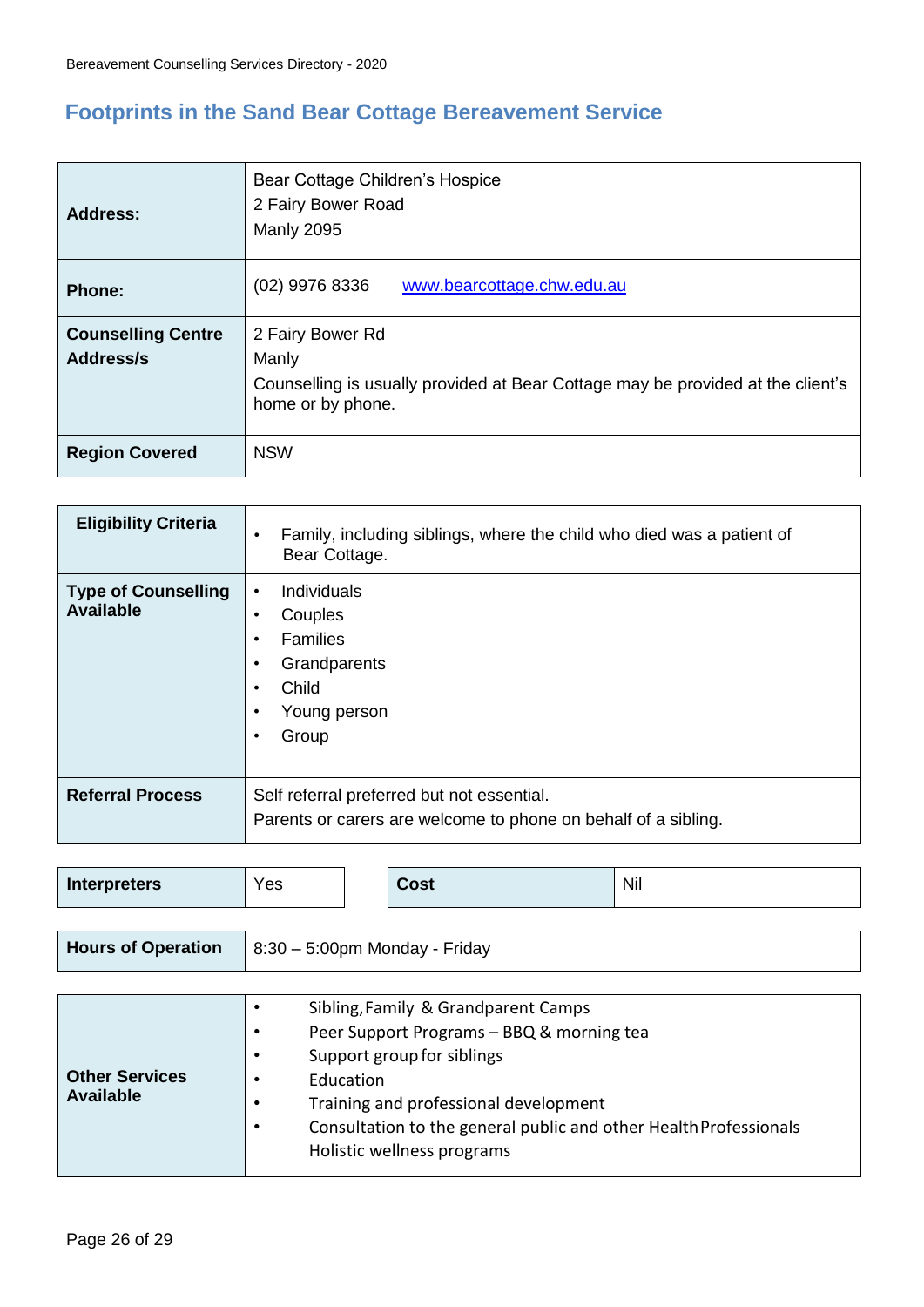## Footprints in the Sand Bear Cottage Bereavement Service

| | |
|---|---|
| **Address:** | Bear Cottage Children's Hospice<br>2 Fairy Bower Road<br>Manly 2095 |
| **Phone:** | (02) 9976 8336 [www.bearcottage.chw.edu.au](http://www.bearcottage.chw.edu.au) |
| **Counselling Centre Address/s** | 2 Fairy Bower Rd<br>Manly<br>Counselling is usually provided at Bear Cottage may be provided at the client's home or by phone. |
| **Region Covered** | NSW |

| | |
|---|---|
| **Eligibility Criteria** | • Family, including siblings, where the child who died was a patient of Bear Cottage. |
| **Type of Counselling Available** | • Individuals<br>• Couples<br>• Families<br>• Grandparents<br>• Child<br>• Young person<br>• Group |
| **Referral Process** | Self referral preferred but not essential.<br>Parents or carers are welcome to phone on behalf of a sibling. |

| | | | |
|---|---|---|---|
| **Interpreters** | Yes | **Cost** | Nil |

| | |
|---|---|
| **Hours of Operation** | 8:30 – 5:00pm Monday - Friday |

| | |
|---|---|
| **Other Services Available** | • Sibling, Family & Grandparent Camps<br>• Peer Support Programs – BBQ & morning tea<br>• Support group for siblings<br>• Education<br>• Training and professional development<br>• Consultation to the general public and other Health Professionals<br>Holistic wellness programs |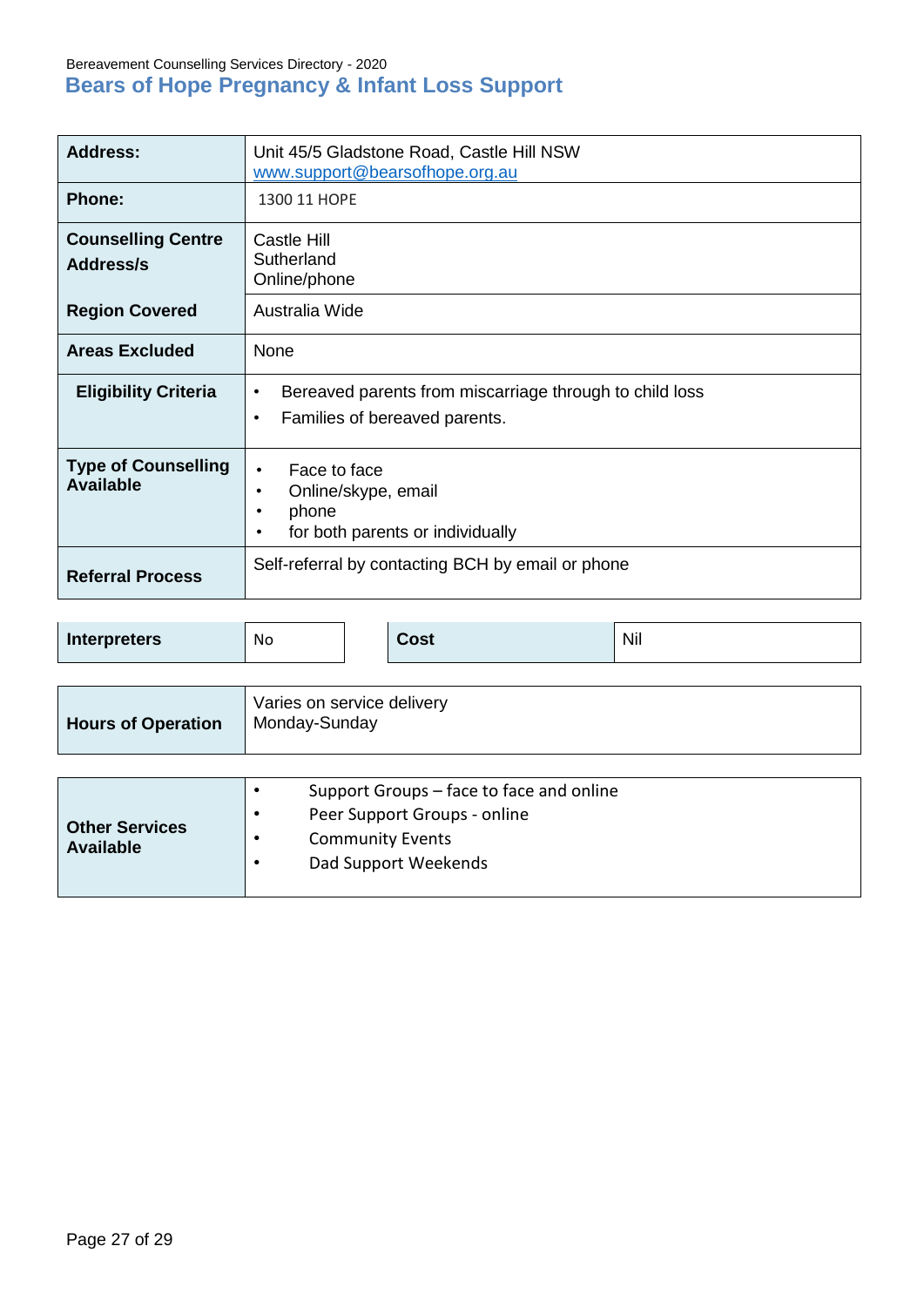## Bears of Hope Pregnancy & Infant Loss Support

| | |
|---|---|
| **Address:** | Unit 45/5 Gladstone Road, Castle Hill NSW<br>www.support@bearsofhope.org.au |
| **Phone:** | 1300 11 HOPE |
| **Counselling Centre Address/s** | Castle Hill<br>Sutherland<br>Online/phone |
| **Region Covered** | Australia Wide |
| **Areas Excluded** | None |
| **Eligibility Criteria** | • Bereaved parents from miscarriage through to child loss<br>• Families of bereaved parents. |
| **Type of Counselling Available** | • Face to face<br>• Online/skype, email<br>• phone<br>• for both parents or individually |
| **Referral Process** | Self-referral by contacting BCH by email or phone |

| | | | |
|---|---|---|---|
| **Interpreters** | No | **Cost** | Nil |

| | |
|---|---|
| **Hours of Operation** | Varies on service delivery<br>Monday-Sunday |

| | |
|---|---|
| **Other Services Available** | • Support Groups – face to face and online<br>• Peer Support Groups - online<br>• Community Events<br>• Dad Support Weekends |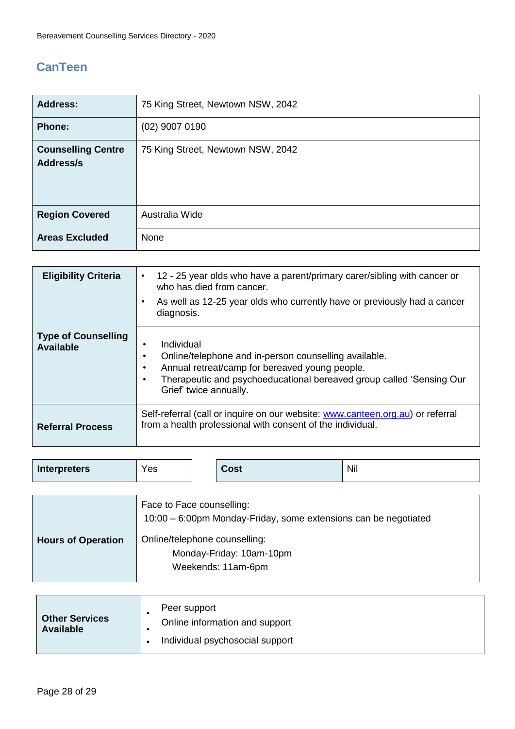## CanTeen

| | |
|---|---|
| **Address:** | 75 King Street, Newtown NSW, 2042 |
| **Phone:** | (02) 9007 0190 |
| **Counselling Centre Address/s** | 75 King Street, Newtown NSW, 2042 |
| **Region Covered** | Australia Wide |
| **Areas Excluded** | None |

| | |
|---|---|
| **Eligibility Criteria** | • 12 - 25 year olds who have a parent/primary carer/sibling with cancer or who has died from cancer.<br>• As well as 12-25 year olds who currently have or previously had a cancer diagnosis. |
| **Type of Counselling Available** | • Individual<br>• Online/telephone and in-person counselling available.<br>• Annual retreat/camp for bereaved young people.<br>• Therapeutic and psychoeducational bereaved group called 'Sensing Our Grief' twice annually. |
| **Referral Process** | Self-referral (call or inquire on our website: [www.canteen.org.au](http://www.canteen.org.au)) or referral from a health professional with consent of the individual. |

| | | | |
|---|---|---|---|
| **Interpreters** | Yes | **Cost** | Nil |

| | |
|---|---|
| **Hours of Operation** | Face to Face counselling:<br>10:00 – 6:00pm Monday-Friday, some extensions can be negotiated<br>Online/telephone counselling:<br>Monday-Friday: 10am-10pm<br>Weekends: 11am-6pm |

| | |
|---|---|
| **Other Services Available** | • Peer support<br>• Online information and support<br>• Individual psychosocial support |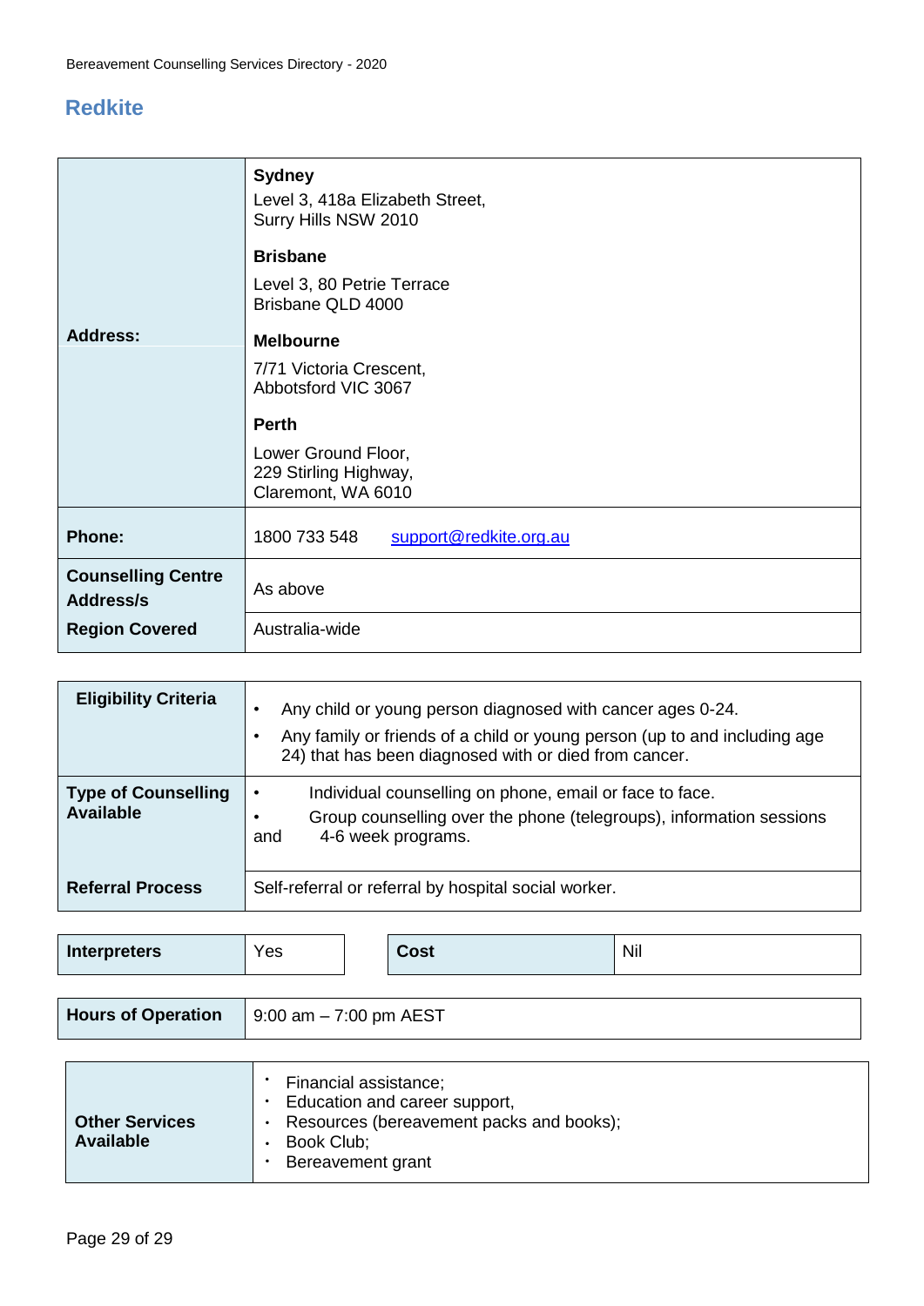## Redkite

| | |
|---|---|
| **Address:** | **Sydney**<br>Level 3, 418a Elizabeth Street,<br>Surry Hills NSW 2010<br>**Brisbane**<br>Level 3, 80 Petrie Terrace<br>Brisbane QLD 4000<br>**Melbourne**<br>7/71 Victoria Crescent,<br>Abbotsford VIC 3067<br>**Perth**<br>Lower Ground Floor,<br>229 Stirling Highway,<br>Claremont, WA 6010 |
| **Phone:** | 1800 733 548 support@redkite.org.au |
| **Counselling Centre Address/s** | As above |
| **Region Covered** | Australia-wide |

| | |
|---|---|
| **Eligibility Criteria** | • Any child or young person diagnosed with cancer ages 0-24.<br>• Any family or friends of a child or young person (up to and including age 24) that has been diagnosed with or died from cancer. |
| **Type of Counselling Available** | • Individual counselling on phone, email or face to face.<br>• Group counselling over the phone (telegroups), information sessions and 4-6 week programs. |
| **Referral Process** | Self-referral or referral by hospital social worker. |

| | | | |
|---|---|---|---|
| **Interpreters** | Yes | **Cost** | Nil |

| | |
|---|---|
| **Hours of Operation** | 9:00 am – 7:00 pm AEST |

| | |
|---|---|
| **Other Services Available** | • Financial assistance;<br>• Education and career support,<br>• Resources (bereavement packs and books);<br>• Book Club;<br>• Bereavement grant |